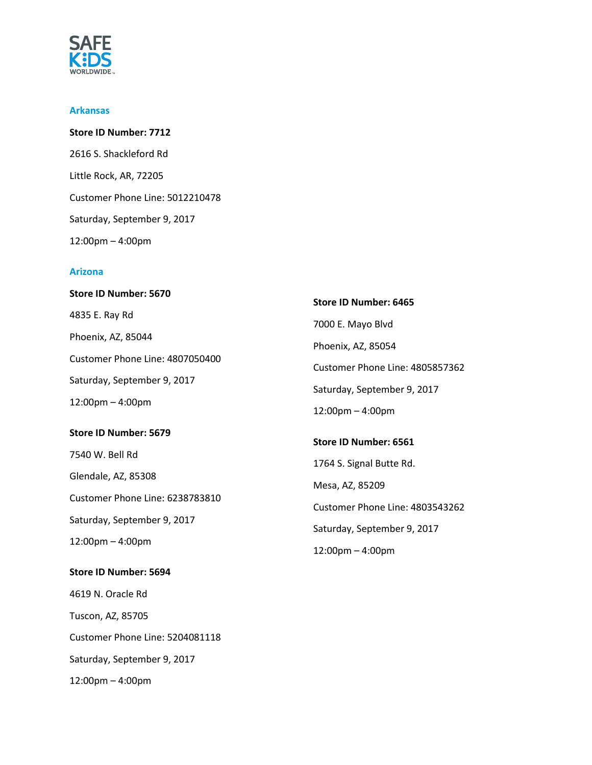SAFE KIDS WORLDWIDE

## Arkansas

**Store ID Number: 7712**

2616 S. Shackleford Rd

Little Rock, AR, 72205

Customer Phone Line: 5012210478

Saturday, September 9, 2017

12:00pm – 4:00pm

## Arizona

**Store ID Number: 5670**

4835 E. Ray Rd

Phoenix, AZ, 85044

Customer Phone Line: 4807050400

Saturday, September 9, 2017

12:00pm – 4:00pm

**Store ID Number: 5679**

7540 W. Bell Rd

Glendale, AZ, 85308

Customer Phone Line: 6238783810

Saturday, September 9, 2017

12:00pm – 4:00pm

**Store ID Number: 5694**

4619 N. Oracle Rd

Tuscon, AZ, 85705

Customer Phone Line: 5204081118

Saturday, September 9, 2017

12:00pm – 4:00pm

**Store ID Number: 6465**

7000 E. Mayo Blvd

Phoenix, AZ, 85054

Customer Phone Line: 4805857362

Saturday, September 9, 2017

12:00pm – 4:00pm

**Store ID Number: 6561**

1764 S. Signal Butte Rd.

Mesa, AZ, 85209

Customer Phone Line: 4803543262

Saturday, September 9, 2017

12:00pm – 4:00pm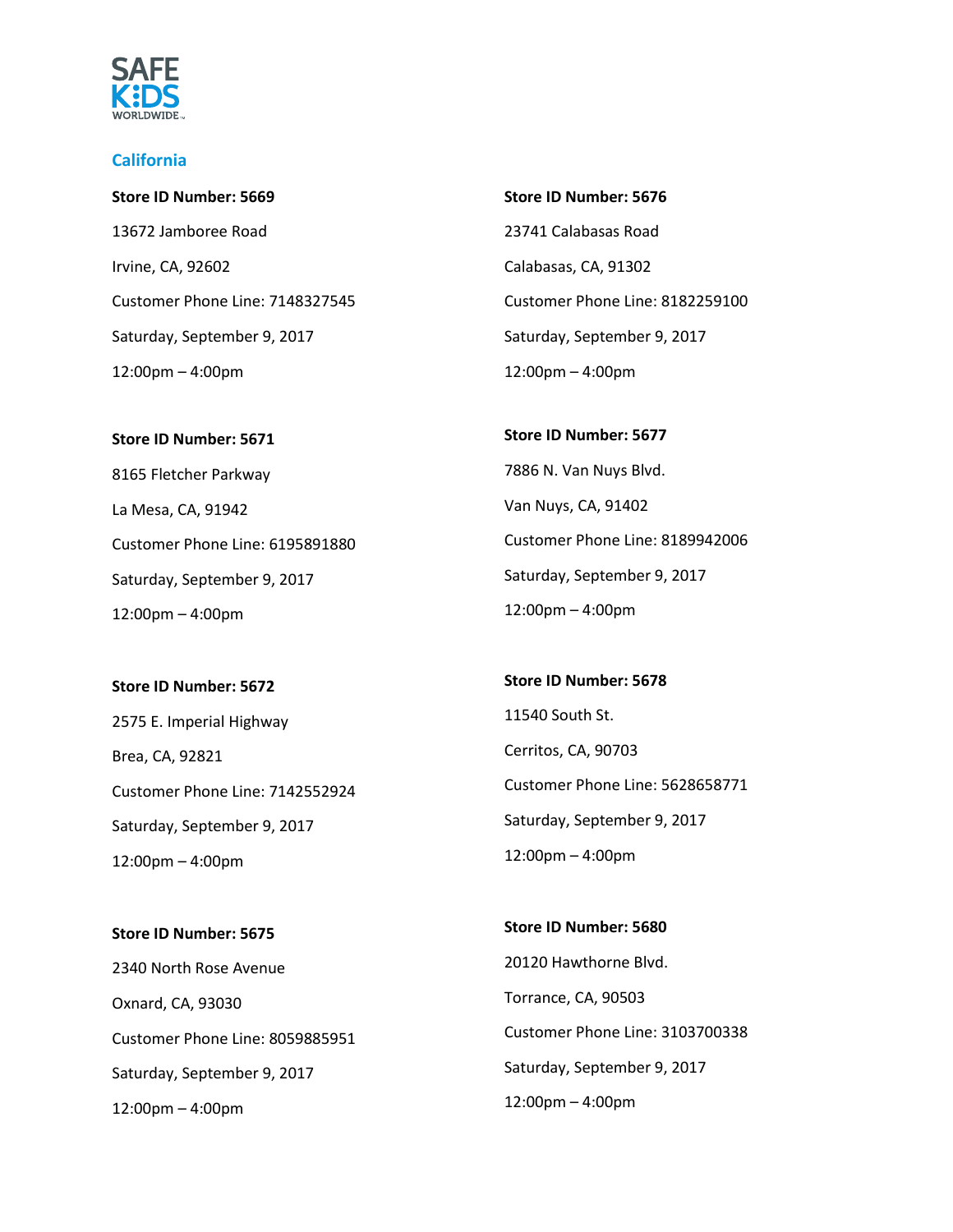## California

**Store ID Number: 5669**

13672 Jamboree Road

Irvine, CA, 92602

Customer Phone Line: 7148327545

Saturday, September 9, 2017

12:00pm – 4:00pm

**Store ID Number: 5671**

8165 Fletcher Parkway

La Mesa, CA, 91942

Customer Phone Line: 6195891880

Saturday, September 9, 2017

12:00pm – 4:00pm

**Store ID Number: 5672**

2575 E. Imperial Highway

Brea, CA, 92821

Customer Phone Line: 7142552924

Saturday, September 9, 2017

12:00pm – 4:00pm

**Store ID Number: 5675**

2340 North Rose Avenue

Oxnard, CA, 93030

Customer Phone Line: 8059885951

Saturday, September 9, 2017

12:00pm – 4:00pm

**Store ID Number: 5676**

23741 Calabasas Road

Calabasas, CA, 91302

Customer Phone Line: 8182259100

Saturday, September 9, 2017

12:00pm – 4:00pm

**Store ID Number: 5677**

7886 N. Van Nuys Blvd.

Van Nuys, CA, 91402

Customer Phone Line: 8189942006

Saturday, September 9, 2017

12:00pm – 4:00pm

**Store ID Number: 5678**

11540 South St.

Cerritos, CA, 90703

Customer Phone Line: 5628658771

Saturday, September 9, 2017

12:00pm – 4:00pm

**Store ID Number: 5680**

20120 Hawthorne Blvd.

Torrance, CA, 90503

Customer Phone Line: 3103700338

Saturday, September 9, 2017

12:00pm – 4:00pm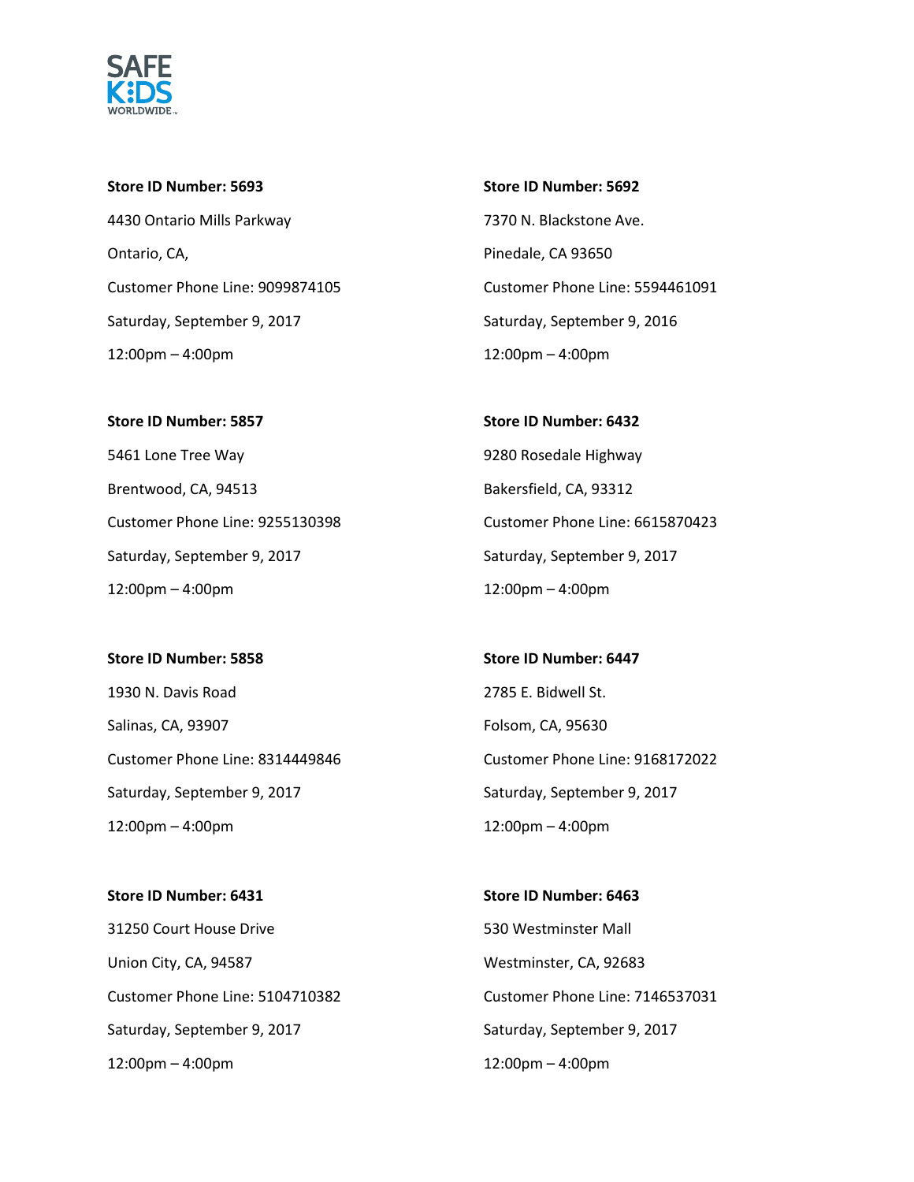SAFE KIDS WORLDWIDE

**Store ID Number: 5693**

4430 Ontario Mills Parkway

Ontario, CA,

Customer Phone Line: 9099874105

Saturday, September 9, 2017

12:00pm – 4:00pm

**Store ID Number: 5857**

5461 Lone Tree Way

Brentwood, CA, 94513

Customer Phone Line: 9255130398

Saturday, September 9, 2017

12:00pm – 4:00pm

**Store ID Number: 5858**

1930 N. Davis Road

Salinas, CA, 93907

Customer Phone Line: 8314449846

Saturday, September 9, 2017

12:00pm – 4:00pm

**Store ID Number: 6431**

31250 Court House Drive

Union City, CA, 94587

Customer Phone Line: 5104710382

Saturday, September 9, 2017

12:00pm – 4:00pm

**Store ID Number: 5692**

7370 N. Blackstone Ave.

Pinedale, CA 93650

Customer Phone Line: 5594461091

Saturday, September 9, 2016

12:00pm – 4:00pm

**Store ID Number: 6432**

9280 Rosedale Highway

Bakersfield, CA, 93312

Customer Phone Line: 6615870423

Saturday, September 9, 2017

12:00pm – 4:00pm

**Store ID Number: 6447**

2785 E. Bidwell St.

Folsom, CA, 95630

Customer Phone Line: 9168172022

Saturday, September 9, 2017

12:00pm – 4:00pm

**Store ID Number: 6463**

530 Westminster Mall

Westminster, CA, 92683

Customer Phone Line: 7146537031

Saturday, September 9, 2017

12:00pm – 4:00pm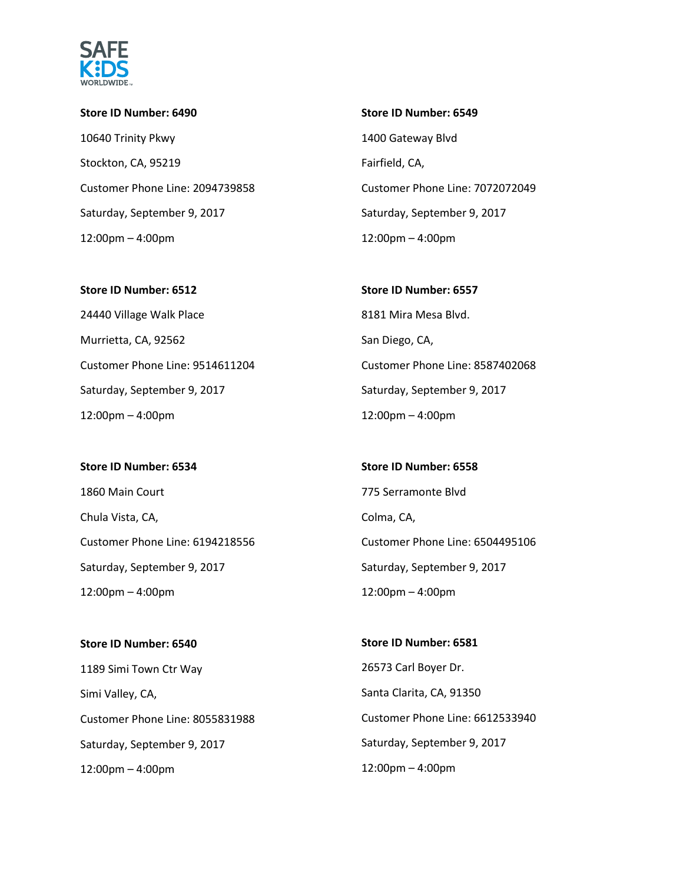SAFE KIDS WORLDWIDE

**Store ID Number: 6490**

10640 Trinity Pkwy

Stockton, CA, 95219

Customer Phone Line: 2094739858

Saturday, September 9, 2017

12:00pm – 4:00pm

**Store ID Number: 6512**

24440 Village Walk Place

Murrietta, CA, 92562

Customer Phone Line: 9514611204

Saturday, September 9, 2017

12:00pm – 4:00pm

**Store ID Number: 6534**

1860 Main Court

Chula Vista, CA,

Customer Phone Line: 6194218556

Saturday, September 9, 2017

12:00pm – 4:00pm

**Store ID Number: 6540**

1189 Simi Town Ctr Way

Simi Valley, CA,

Customer Phone Line: 8055831988

Saturday, September 9, 2017

12:00pm – 4:00pm

**Store ID Number: 6549**

1400 Gateway Blvd

Fairfield, CA,

Customer Phone Line: 7072072049

Saturday, September 9, 2017

12:00pm – 4:00pm

**Store ID Number: 6557**

8181 Mira Mesa Blvd.

San Diego, CA,

Customer Phone Line: 8587402068

Saturday, September 9, 2017

12:00pm – 4:00pm

**Store ID Number: 6558**

775 Serramonte Blvd

Colma, CA,

Customer Phone Line: 6504495106

Saturday, September 9, 2017

12:00pm – 4:00pm

**Store ID Number: 6581**

26573 Carl Boyer Dr.

Santa Clarita, CA, 91350

Customer Phone Line: 6612533940

Saturday, September 9, 2017

12:00pm – 4:00pm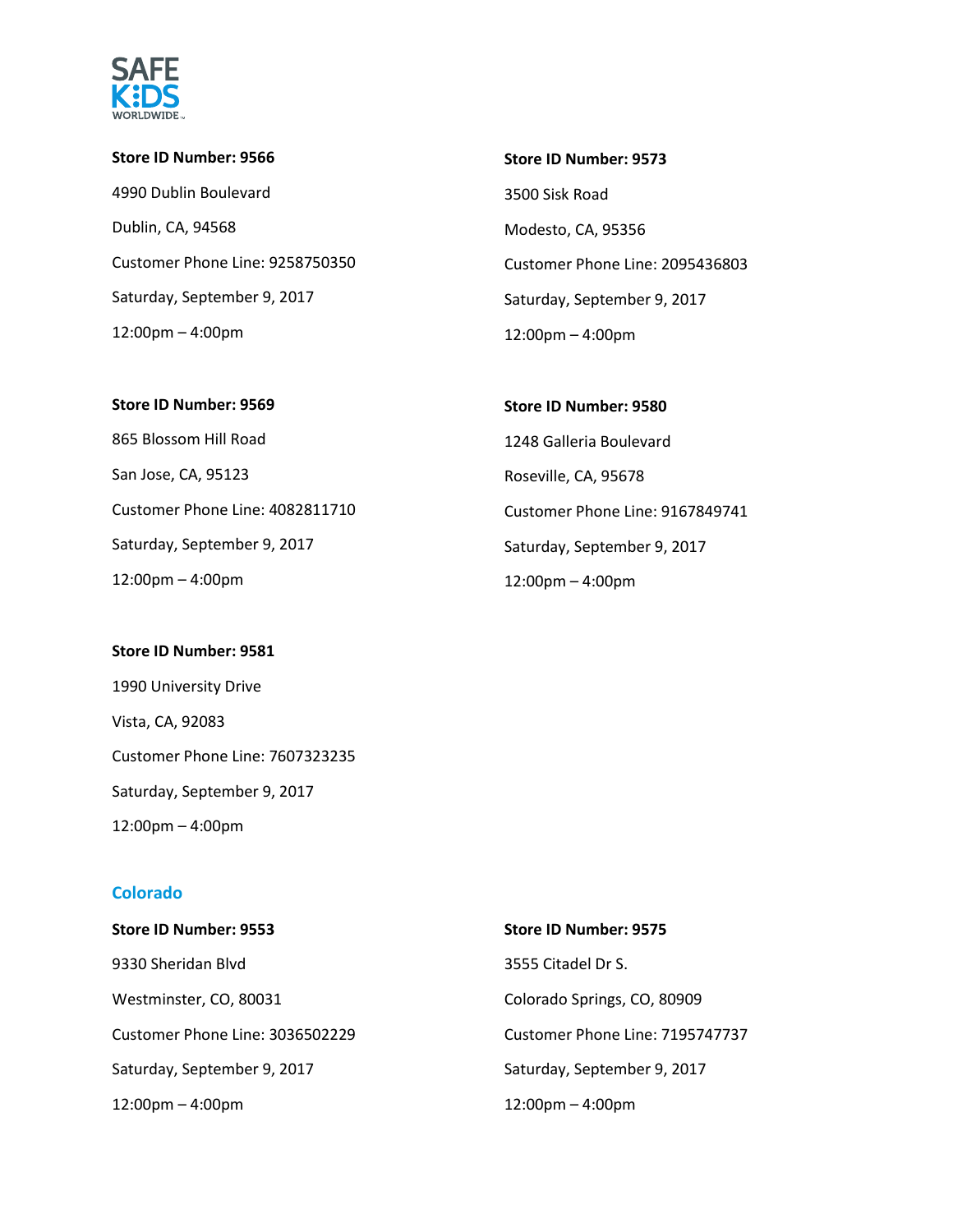**Store ID Number: 9566**

4990 Dublin Boulevard

Dublin, CA, 94568

Customer Phone Line: 9258750350

Saturday, September 9, 2017

12:00pm – 4:00pm

**Store ID Number: 9573**

3500 Sisk Road

Modesto, CA, 95356

Customer Phone Line: 2095436803

Saturday, September 9, 2017

12:00pm – 4:00pm

**Store ID Number: 9569**

865 Blossom Hill Road

San Jose, CA, 95123

Customer Phone Line: 4082811710

Saturday, September 9, 2017

12:00pm – 4:00pm

**Store ID Number: 9580**

1248 Galleria Boulevard

Roseville, CA, 95678

Customer Phone Line: 9167849741

Saturday, September 9, 2017

12:00pm – 4:00pm

**Store ID Number: 9581**

1990 University Drive

Vista, CA, 92083

Customer Phone Line: 7607323235

Saturday, September 9, 2017

12:00pm – 4:00pm

## Colorado

**Store ID Number: 9553**

9330 Sheridan Blvd

Westminster, CO, 80031

Customer Phone Line: 3036502229

Saturday, September 9, 2017

12:00pm – 4:00pm

**Store ID Number: 9575**

3555 Citadel Dr S.

Colorado Springs, CO, 80909

Customer Phone Line: 7195747737

Saturday, September 9, 2017

12:00pm – 4:00pm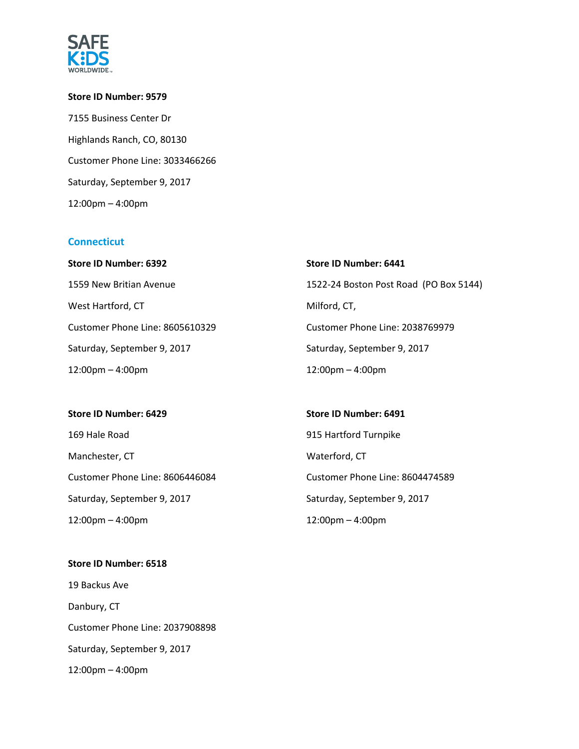**Store ID Number: 9579**

7155 Business Center Dr

Highlands Ranch, CO, 80130

Customer Phone Line: 3033466266

Saturday, September 9, 2017

12:00pm – 4:00pm

## Connecticut

**Store ID Number: 6392**

1559 New Britian Avenue

West Hartford, CT

Customer Phone Line: 8605610329

Saturday, September 9, 2017

12:00pm – 4:00pm

**Store ID Number: 6441**

1522-24 Boston Post Road (PO Box 5144)

Milford, CT,

Customer Phone Line: 2038769979

Saturday, September 9, 2017

12:00pm – 4:00pm

**Store ID Number: 6429**

169 Hale Road

Manchester, CT

Customer Phone Line: 8606446084

Saturday, September 9, 2017

12:00pm – 4:00pm

**Store ID Number: 6491**

915 Hartford Turnpike

Waterford, CT

Customer Phone Line: 8604474589

Saturday, September 9, 2017

12:00pm – 4:00pm

**Store ID Number: 6518**

19 Backus Ave

Danbury, CT

Customer Phone Line: 2037908898

Saturday, September 9, 2017

12:00pm – 4:00pm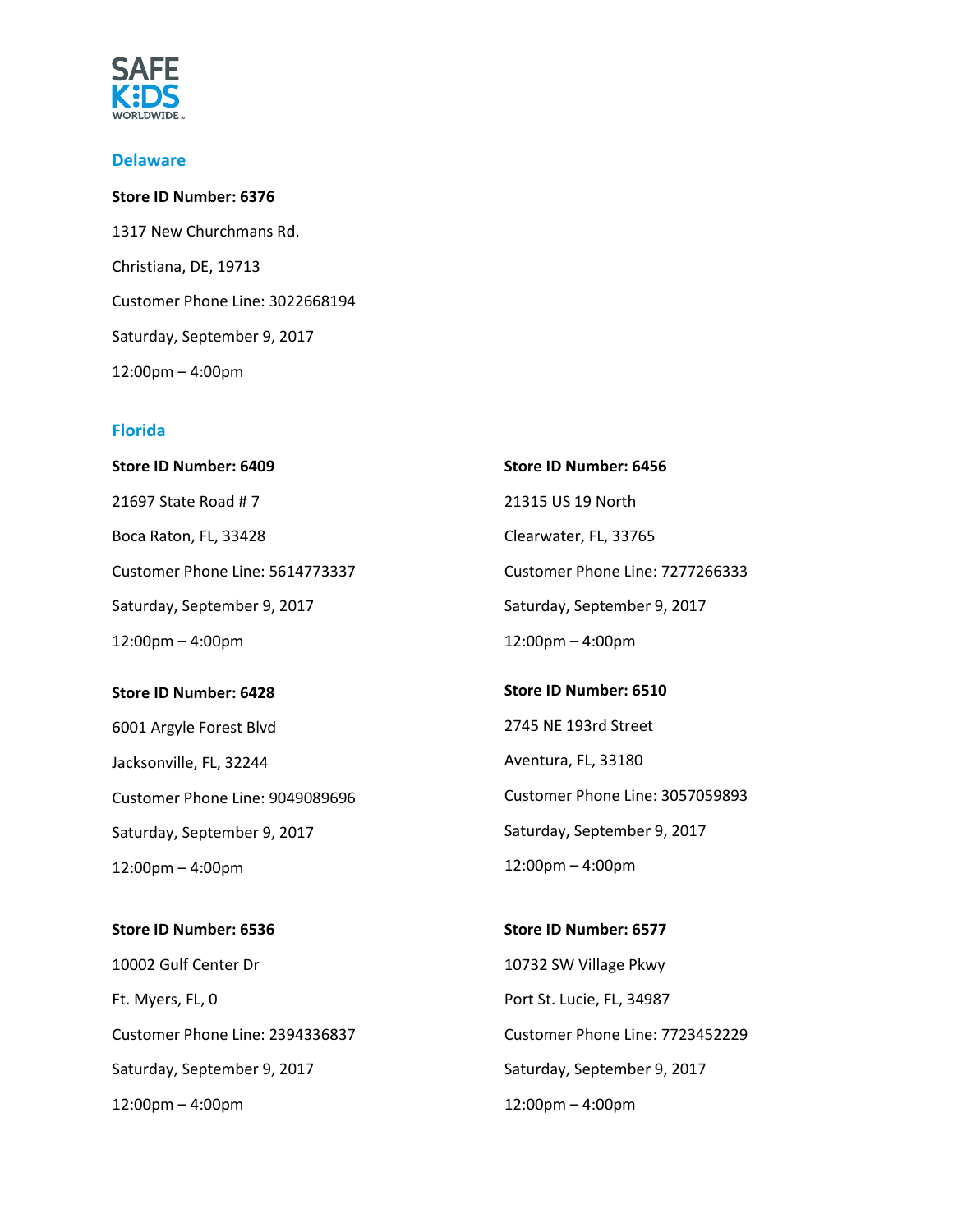## Delaware

**Store ID Number: 6376**

1317 New Churchmans Rd.

Christiana, DE, 19713

Customer Phone Line: 3022668194

Saturday, September 9, 2017

12:00pm – 4:00pm

## Florida

**Store ID Number: 6409**

21697 State Road # 7

Boca Raton, FL, 33428

Customer Phone Line: 5614773337

Saturday, September 9, 2017

12:00pm – 4:00pm

**Store ID Number: 6428**

6001 Argyle Forest Blvd

Jacksonville, FL, 32244

Customer Phone Line: 9049089696

Saturday, September 9, 2017

12:00pm – 4:00pm

**Store ID Number: 6536**

10002 Gulf Center Dr

Ft. Myers, FL, 0

Customer Phone Line: 2394336837

Saturday, September 9, 2017

12:00pm – 4:00pm

**Store ID Number: 6456**

21315 US 19 North

Clearwater, FL, 33765

Customer Phone Line: 7277266333

Saturday, September 9, 2017

12:00pm – 4:00pm

**Store ID Number: 6510**

2745 NE 193rd Street

Aventura, FL, 33180

Customer Phone Line: 3057059893

Saturday, September 9, 2017

12:00pm – 4:00pm

**Store ID Number: 6577**

10732 SW Village Pkwy

Port St. Lucie, FL, 34987

Customer Phone Line: 7723452229

Saturday, September 9, 2017

12:00pm – 4:00pm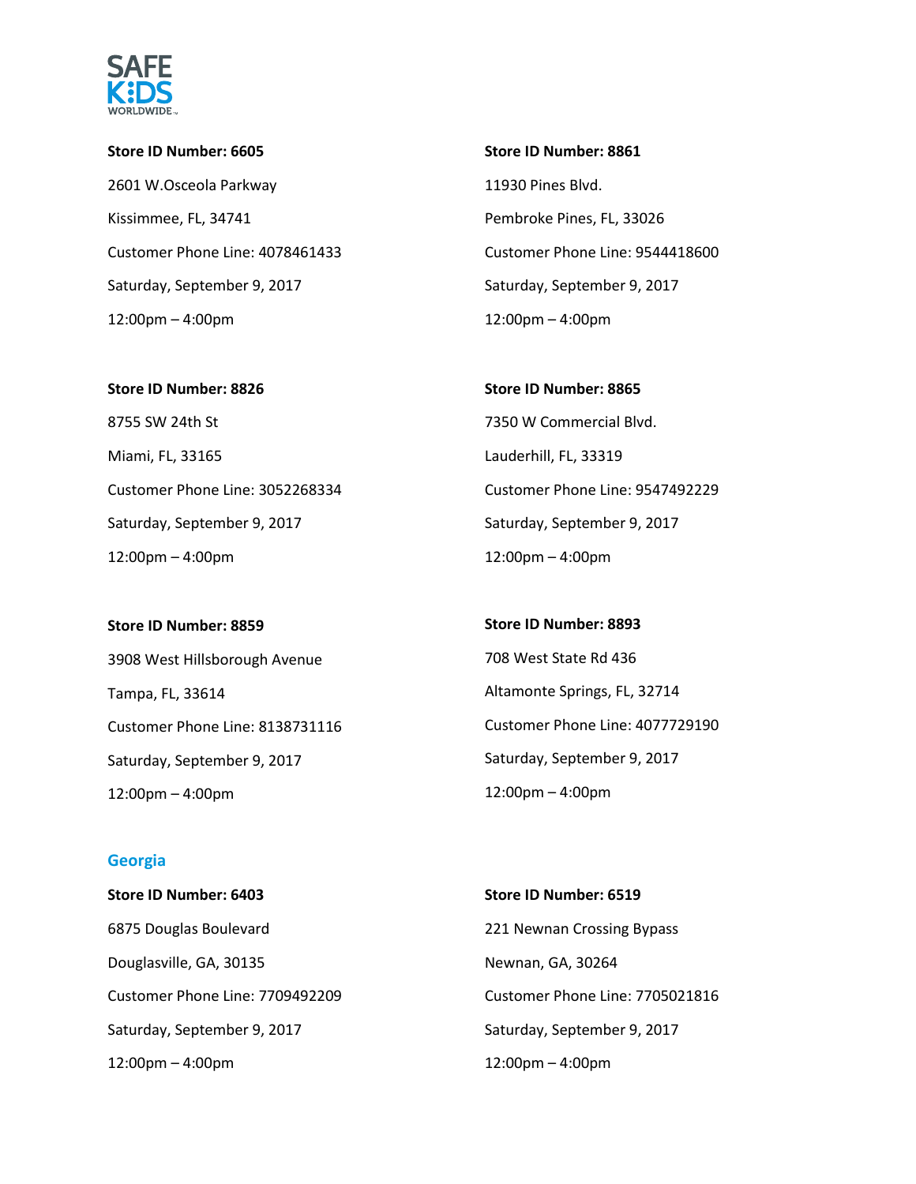**Store ID Number: 6605**

2601 W.Osceola Parkway

Kissimmee, FL, 34741

Customer Phone Line: 4078461433

Saturday, September 9, 2017

12:00pm – 4:00pm

**Store ID Number: 8861**

11930 Pines Blvd.

Pembroke Pines, FL, 33026

Customer Phone Line: 9544418600

Saturday, September 9, 2017

12:00pm – 4:00pm

**Store ID Number: 8826**

8755 SW 24th St

Miami, FL, 33165

Customer Phone Line: 3052268334

Saturday, September 9, 2017

12:00pm – 4:00pm

**Store ID Number: 8865**

7350 W Commercial Blvd.

Lauderhill, FL, 33319

Customer Phone Line: 9547492229

Saturday, September 9, 2017

12:00pm – 4:00pm

**Store ID Number: 8859**

3908 West Hillsborough Avenue

Tampa, FL, 33614

Customer Phone Line: 8138731116

Saturday, September 9, 2017

12:00pm – 4:00pm

**Store ID Number: 8893**

708 West State Rd 436

Altamonte Springs, FL, 32714

Customer Phone Line: 4077729190

Saturday, September 9, 2017

12:00pm – 4:00pm

## Georgia

**Store ID Number: 6403**

6875 Douglas Boulevard

Douglasville, GA, 30135

Customer Phone Line: 7709492209

Saturday, September 9, 2017

12:00pm – 4:00pm

**Store ID Number: 6519**

221 Newnan Crossing Bypass

Newnan, GA, 30264

Customer Phone Line: 7705021816

Saturday, September 9, 2017

12:00pm – 4:00pm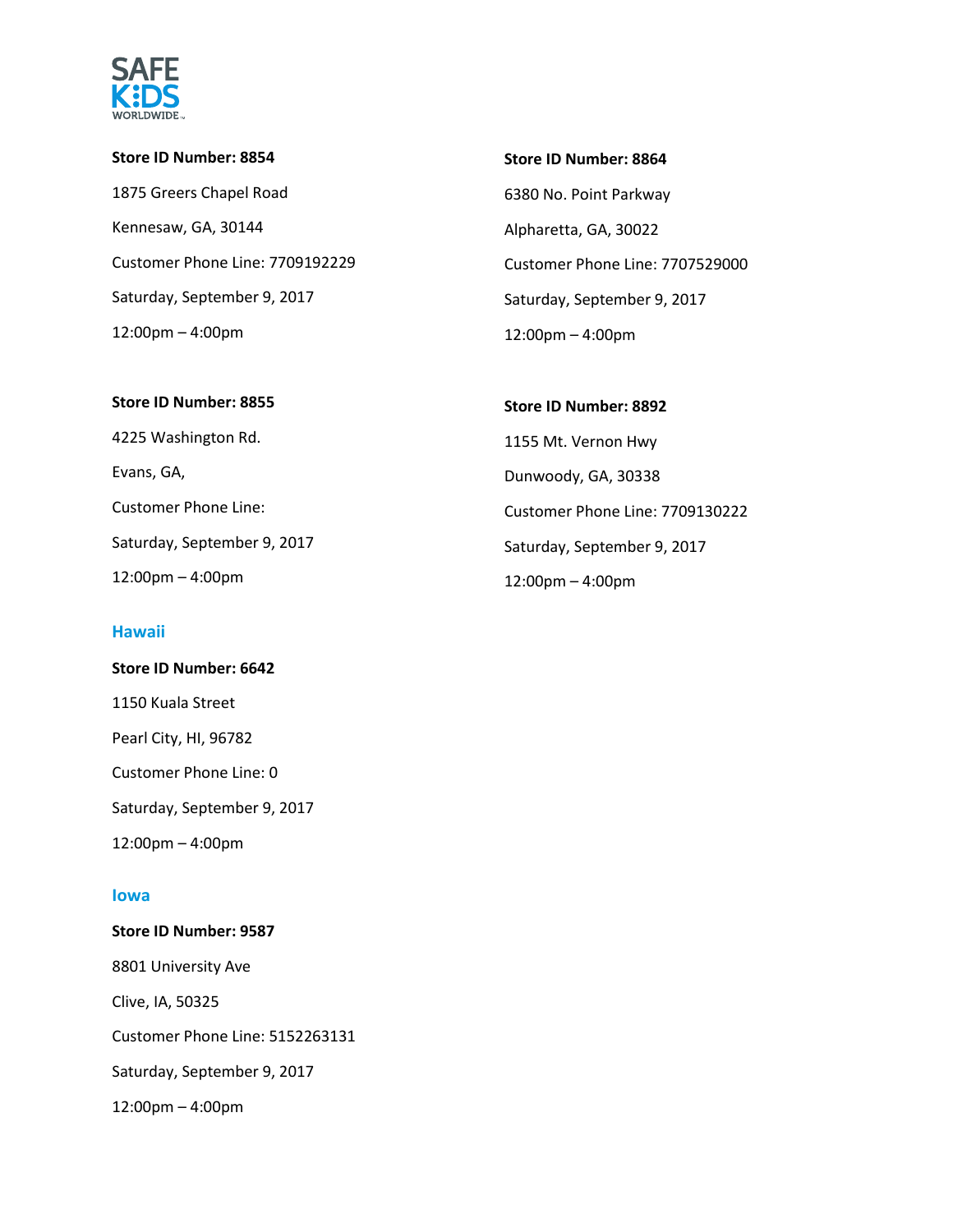**Store ID Number: 8854**

1875 Greers Chapel Road

Kennesaw, GA, 30144

Customer Phone Line: 7709192229

Saturday, September 9, 2017

12:00pm – 4:00pm

**Store ID Number: 8864**

6380 No. Point Parkway

Alpharetta, GA, 30022

Customer Phone Line: 7707529000

Saturday, September 9, 2017

12:00pm – 4:00pm

**Store ID Number: 8855**

4225 Washington Rd.

Evans, GA,

Customer Phone Line:

Saturday, September 9, 2017

12:00pm – 4:00pm

**Store ID Number: 8892**

1155 Mt. Vernon Hwy

Dunwoody, GA, 30338

Customer Phone Line: 7709130222

Saturday, September 9, 2017

12:00pm – 4:00pm

## Hawaii

**Store ID Number: 6642**

1150 Kuala Street

Pearl City, HI, 96782

Customer Phone Line: 0

Saturday, September 9, 2017

12:00pm – 4:00pm

## Iowa

**Store ID Number: 9587**

8801 University Ave

Clive, IA, 50325

Customer Phone Line: 5152263131

Saturday, September 9, 2017

12:00pm – 4:00pm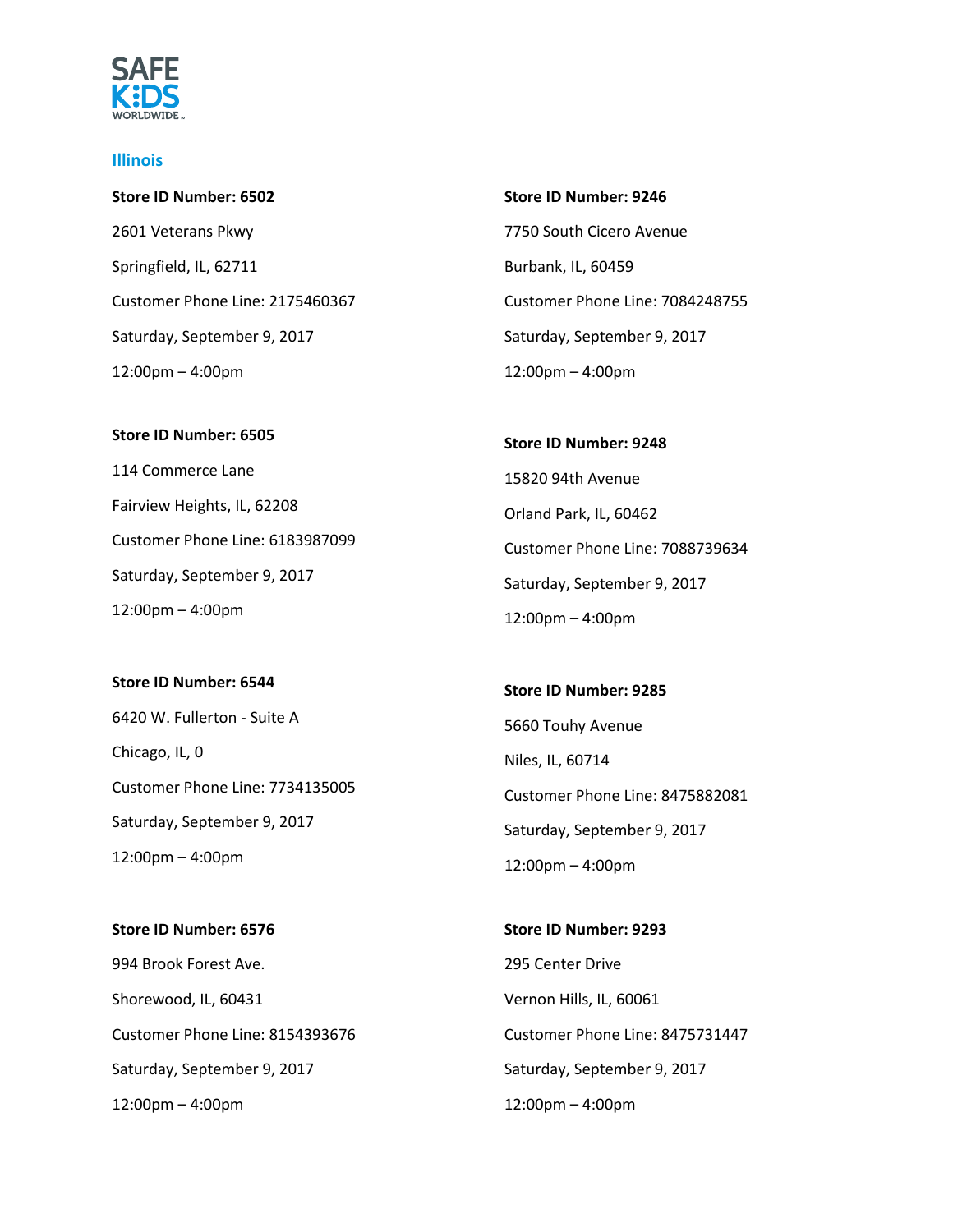## Illinois

**Store ID Number: 6502**

2601 Veterans Pkwy

Springfield, IL, 62711

Customer Phone Line: 2175460367

Saturday, September 9, 2017

12:00pm – 4:00pm

**Store ID Number: 6505**

114 Commerce Lane

Fairview Heights, IL, 62208

Customer Phone Line: 6183987099

Saturday, September 9, 2017

12:00pm – 4:00pm

**Store ID Number: 6544**

6420 W. Fullerton - Suite A

Chicago, IL, 0

Customer Phone Line: 7734135005

Saturday, September 9, 2017

12:00pm – 4:00pm

**Store ID Number: 6576**

994 Brook Forest Ave.

Shorewood, IL, 60431

Customer Phone Line: 8154393676

Saturday, September 9, 2017

12:00pm – 4:00pm

**Store ID Number: 9246**

7750 South Cicero Avenue

Burbank, IL, 60459

Customer Phone Line: 7084248755

Saturday, September 9, 2017

12:00pm – 4:00pm

**Store ID Number: 9248**

15820 94th Avenue

Orland Park, IL, 60462

Customer Phone Line: 7088739634

Saturday, September 9, 2017

12:00pm – 4:00pm

**Store ID Number: 9285**

5660 Touhy Avenue

Niles, IL, 60714

Customer Phone Line: 8475882081

Saturday, September 9, 2017

12:00pm – 4:00pm

**Store ID Number: 9293**

295 Center Drive

Vernon Hills, IL, 60061

Customer Phone Line: 8475731447

Saturday, September 9, 2017

12:00pm – 4:00pm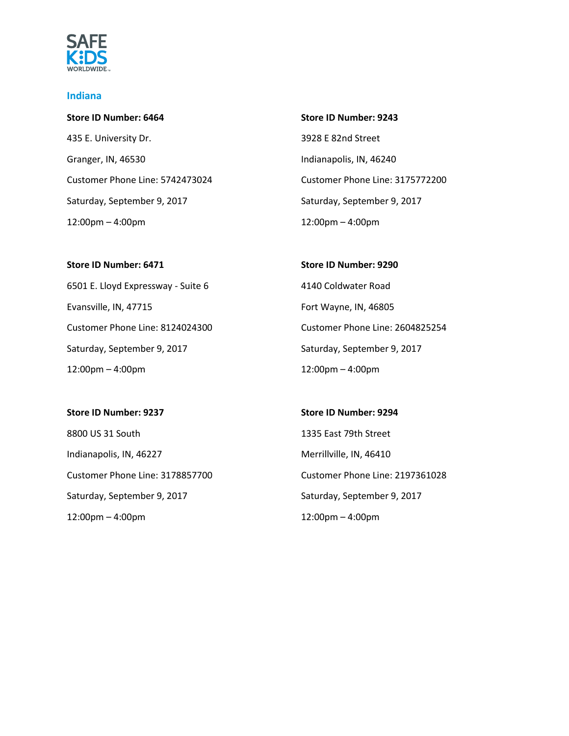## Indiana

**Store ID Number: 6464**

435 E. University Dr.

Granger, IN, 46530

Customer Phone Line: 5742473024

Saturday, September 9, 2017

12:00pm – 4:00pm

**Store ID Number: 6471**

6501 E. Lloyd Expressway - Suite 6

Evansville, IN, 47715

Customer Phone Line: 8124024300

Saturday, September 9, 2017

12:00pm – 4:00pm

**Store ID Number: 9237**

8800 US 31 South

Indianapolis, IN, 46227

Customer Phone Line: 3178857700

Saturday, September 9, 2017

12:00pm – 4:00pm

**Store ID Number: 9243**

3928 E 82nd Street

Indianapolis, IN, 46240

Customer Phone Line: 3175772200

Saturday, September 9, 2017

12:00pm – 4:00pm

**Store ID Number: 9290**

4140 Coldwater Road

Fort Wayne, IN, 46805

Customer Phone Line: 2604825254

Saturday, September 9, 2017

12:00pm – 4:00pm

**Store ID Number: 9294**

1335 East 79th Street

Merrillville, IN, 46410

Customer Phone Line: 2197361028

Saturday, September 9, 2017

12:00pm – 4:00pm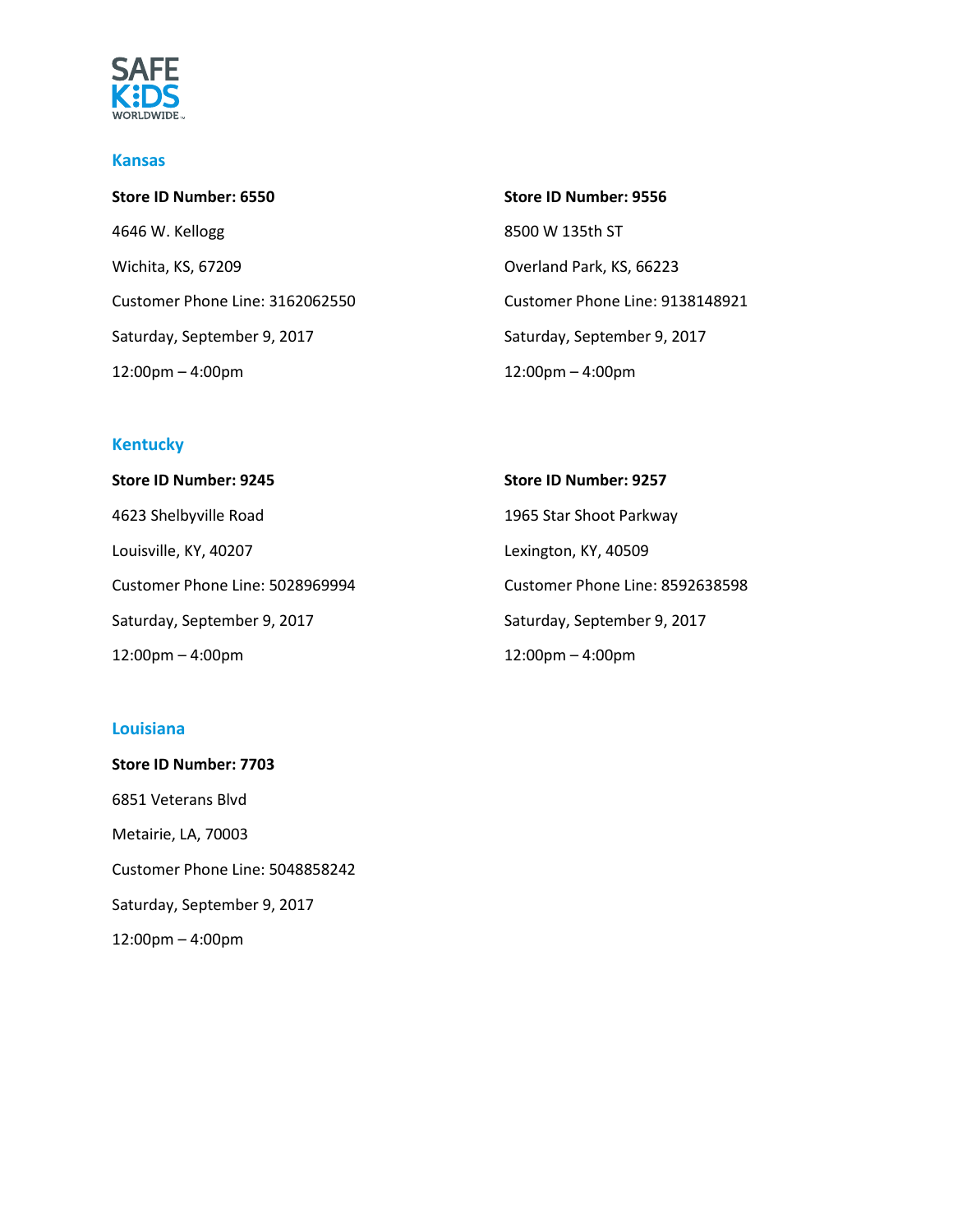## Kansas

**Store ID Number: 6550**

4646 W. Kellogg

Wichita, KS, 67209

Customer Phone Line: 3162062550

Saturday, September 9, 2017

12:00pm – 4:00pm

**Store ID Number: 9556**

8500 W 135th ST

Overland Park, KS, 66223

Customer Phone Line: 9138148921

Saturday, September 9, 2017

12:00pm – 4:00pm

## Kentucky

**Store ID Number: 9245**

4623 Shelbyville Road

Louisville, KY, 40207

Customer Phone Line: 5028969994

Saturday, September 9, 2017

12:00pm – 4:00pm

**Store ID Number: 9257**

1965 Star Shoot Parkway

Lexington, KY, 40509

Customer Phone Line: 8592638598

Saturday, September 9, 2017

12:00pm – 4:00pm

## Louisiana

**Store ID Number: 7703**

6851 Veterans Blvd

Metairie, LA, 70003

Customer Phone Line: 5048858242

Saturday, September 9, 2017

12:00pm – 4:00pm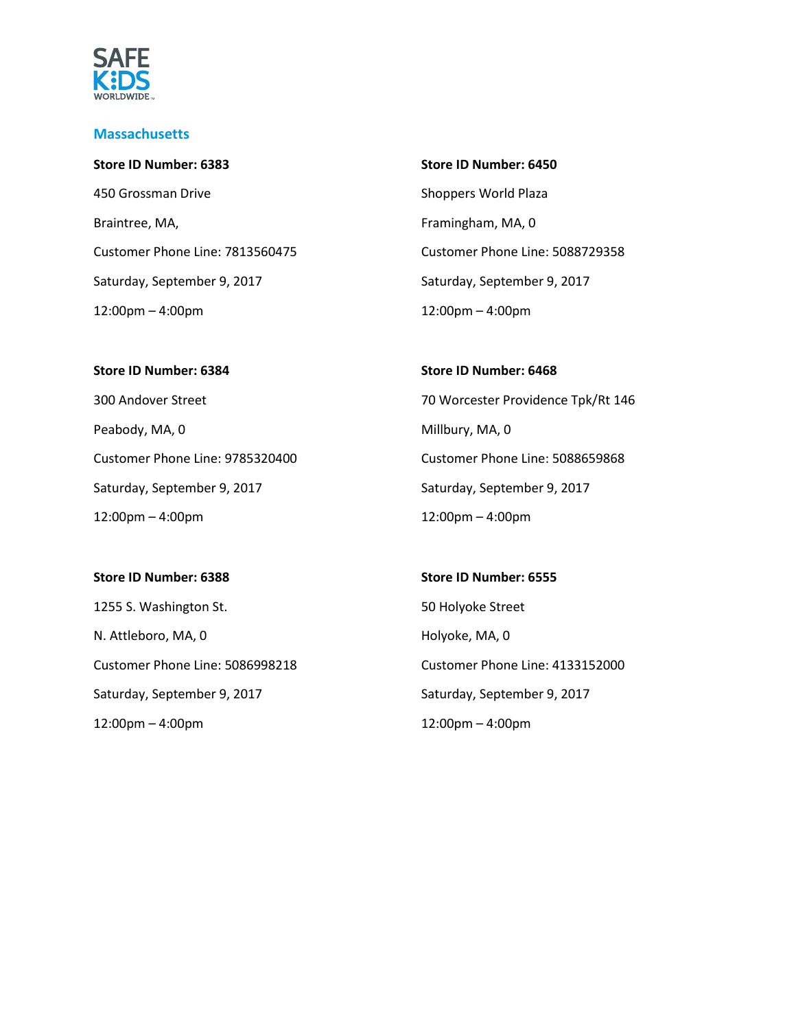SAFE KIDS WORLDWIDE

## Massachusetts

**Store ID Number: 6383**

450 Grossman Drive

Braintree, MA,

Customer Phone Line: 7813560475

Saturday, September 9, 2017

12:00pm – 4:00pm

**Store ID Number: 6384**

300 Andover Street

Peabody, MA, 0

Customer Phone Line: 9785320400

Saturday, September 9, 2017

12:00pm – 4:00pm

**Store ID Number: 6388**

1255 S. Washington St.

N. Attleboro, MA, 0

Customer Phone Line: 5086998218

Saturday, September 9, 2017

12:00pm – 4:00pm

**Store ID Number: 6450**

Shoppers World Plaza

Framingham, MA, 0

Customer Phone Line: 5088729358

Saturday, September 9, 2017

12:00pm – 4:00pm

**Store ID Number: 6468**

70 Worcester Providence Tpk/Rt 146

Millbury, MA, 0

Customer Phone Line: 5088659868

Saturday, September 9, 2017

12:00pm – 4:00pm

**Store ID Number: 6555**

50 Holyoke Street

Holyoke, MA, 0

Customer Phone Line: 4133152000

Saturday, September 9, 2017

12:00pm – 4:00pm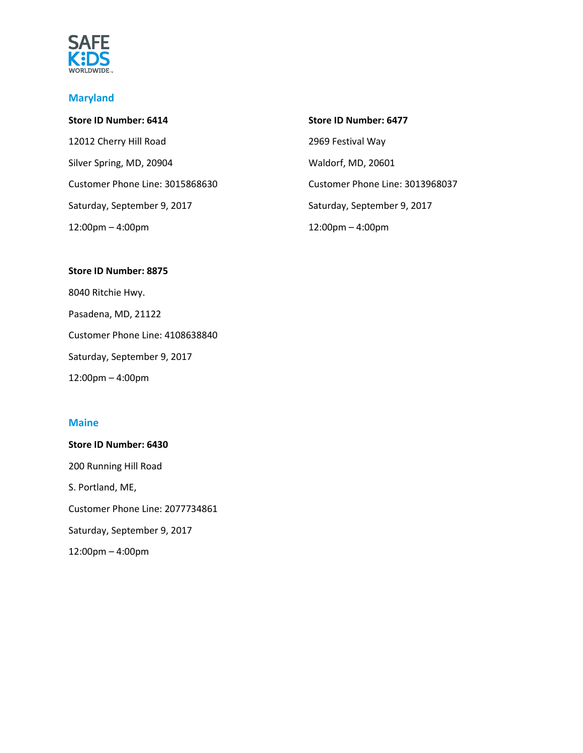## Maryland

**Store ID Number: 6414**

12012 Cherry Hill Road

Silver Spring, MD, 20904

Customer Phone Line: 3015868630

Saturday, September 9, 2017

12:00pm – 4:00pm

**Store ID Number: 6477**

2969 Festival Way

Waldorf, MD, 20601

Customer Phone Line: 3013968037

Saturday, September 9, 2017

12:00pm – 4:00pm

**Store ID Number: 8875**

8040 Ritchie Hwy.

Pasadena, MD, 21122

Customer Phone Line: 4108638840

Saturday, September 9, 2017

12:00pm – 4:00pm

## Maine

**Store ID Number: 6430**

200 Running Hill Road

S. Portland, ME,

Customer Phone Line: 2077734861

Saturday, September 9, 2017

12:00pm – 4:00pm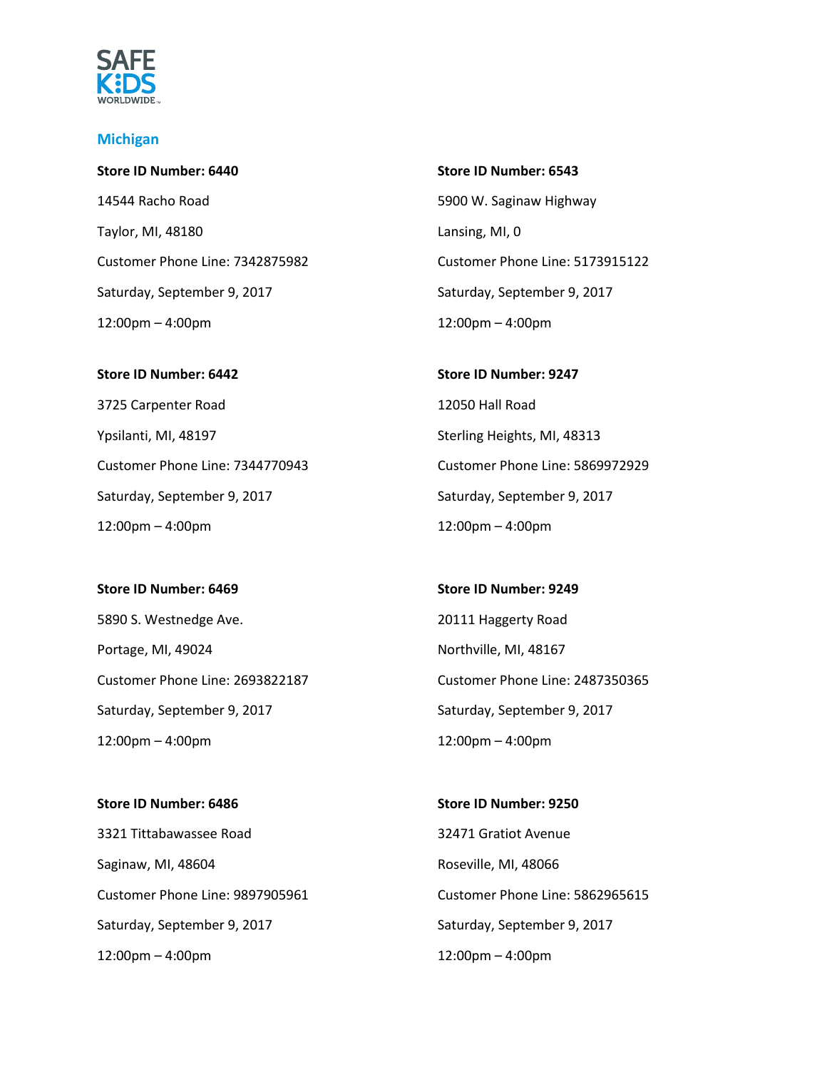## Michigan

**Store ID Number: 6440**

14544 Racho Road

Taylor, MI, 48180

Customer Phone Line: 7342875982

Saturday, September 9, 2017

12:00pm – 4:00pm

**Store ID Number: 6442**

3725 Carpenter Road

Ypsilanti, MI, 48197

Customer Phone Line: 7344770943

Saturday, September 9, 2017

12:00pm – 4:00pm

**Store ID Number: 6469**

5890 S. Westnedge Ave.

Portage, MI, 49024

Customer Phone Line: 2693822187

Saturday, September 9, 2017

12:00pm – 4:00pm

**Store ID Number: 6486**

3321 Tittabawassee Road

Saginaw, MI, 48604

Customer Phone Line: 9897905961

Saturday, September 9, 2017

12:00pm – 4:00pm

**Store ID Number: 6543**

5900 W. Saginaw Highway

Lansing, MI, 0

Customer Phone Line: 5173915122

Saturday, September 9, 2017

12:00pm – 4:00pm

**Store ID Number: 9247**

12050 Hall Road

Sterling Heights, MI, 48313

Customer Phone Line: 5869972929

Saturday, September 9, 2017

12:00pm – 4:00pm

**Store ID Number: 9249**

20111 Haggerty Road

Northville, MI, 48167

Customer Phone Line: 2487350365

Saturday, September 9, 2017

12:00pm – 4:00pm

**Store ID Number: 9250**

32471 Gratiot Avenue

Roseville, MI, 48066

Customer Phone Line: 5862965615

Saturday, September 9, 2017

12:00pm – 4:00pm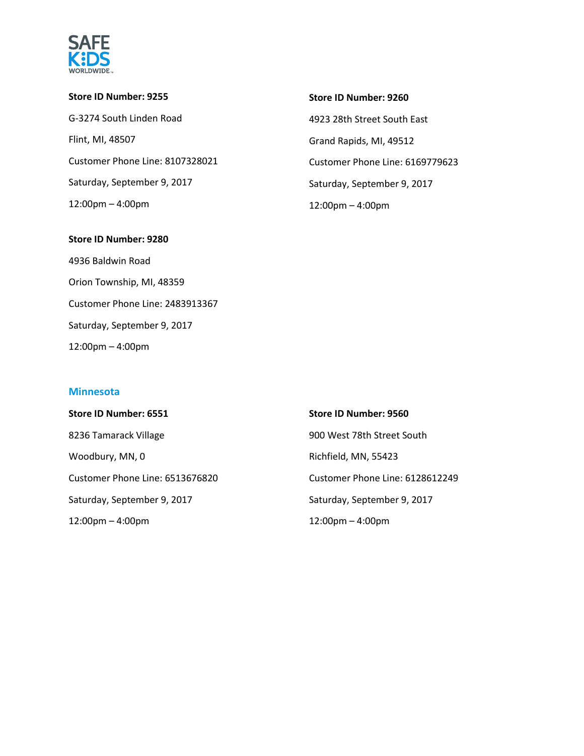**Store ID Number: 9255**

G-3274 South Linden Road

Flint, MI, 48507

Customer Phone Line: 8107328021

Saturday, September 9, 2017

12:00pm – 4:00pm

**Store ID Number: 9260**

4923 28th Street South East

Grand Rapids, MI, 49512

Customer Phone Line: 6169779623

Saturday, September 9, 2017

12:00pm – 4:00pm

**Store ID Number: 9280**

4936 Baldwin Road

Orion Township, MI, 48359

Customer Phone Line: 2483913367

Saturday, September 9, 2017

12:00pm – 4:00pm

## Minnesota

**Store ID Number: 6551**

8236 Tamarack Village

Woodbury, MN, 0

Customer Phone Line: 6513676820

Saturday, September 9, 2017

12:00pm – 4:00pm

**Store ID Number: 9560**

900 West 78th Street South

Richfield, MN, 55423

Customer Phone Line: 6128612249

Saturday, September 9, 2017

12:00pm – 4:00pm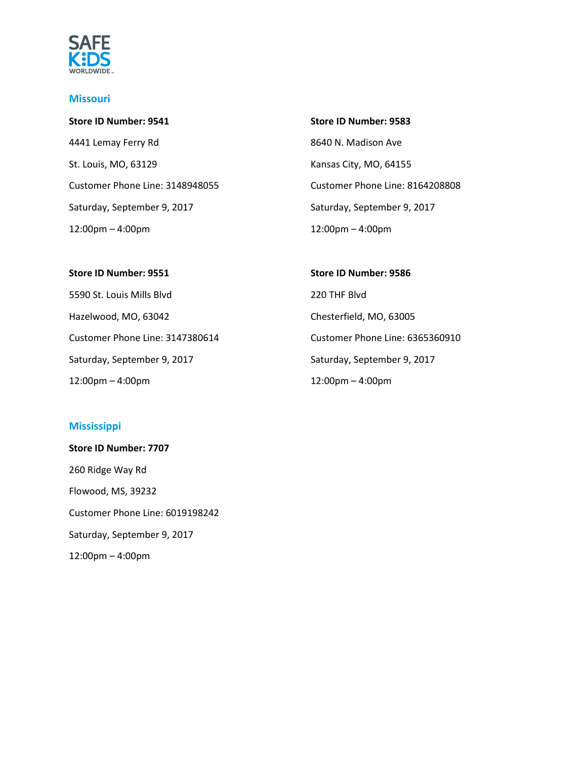## Missouri

**Store ID Number: 9541**

4441 Lemay Ferry Rd

St. Louis, MO, 63129

Customer Phone Line: 3148948055

Saturday, September 9, 2017

12:00pm – 4:00pm

**Store ID Number: 9583**

8640 N. Madison Ave

Kansas City, MO, 64155

Customer Phone Line: 8164208808

Saturday, September 9, 2017

12:00pm – 4:00pm

**Store ID Number: 9551**

5590 St. Louis Mills Blvd

Hazelwood, MO, 63042

Customer Phone Line: 3147380614

Saturday, September 9, 2017

12:00pm – 4:00pm

**Store ID Number: 9586**

220 THF Blvd

Chesterfield, MO, 63005

Customer Phone Line: 6365360910

Saturday, September 9, 2017

12:00pm – 4:00pm

## Mississippi

**Store ID Number: 7707**

260 Ridge Way Rd

Flowood, MS, 39232

Customer Phone Line: 6019198242

Saturday, September 9, 2017

12:00pm – 4:00pm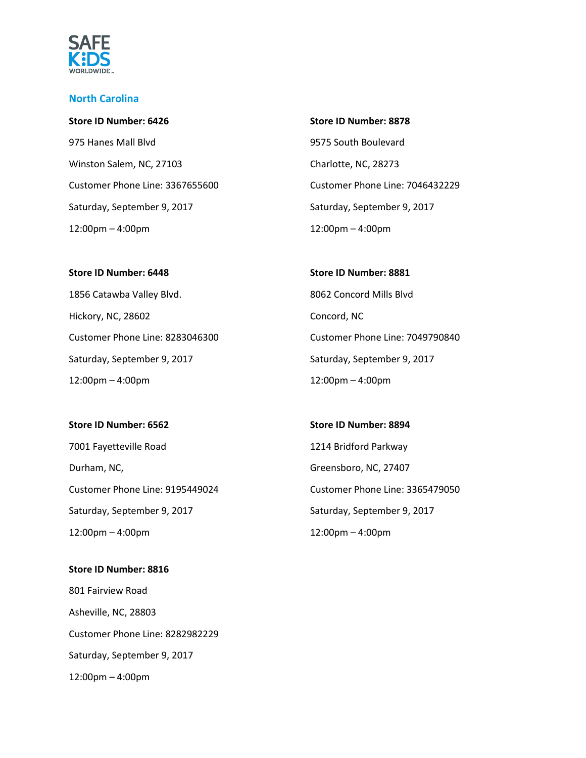## North Carolina

**Store ID Number: 6426**

975 Hanes Mall Blvd

Winston Salem, NC, 27103

Customer Phone Line: 3367655600

Saturday, September 9, 2017

12:00pm – 4:00pm

**Store ID Number: 6448**

1856 Catawba Valley Blvd.

Hickory, NC, 28602

Customer Phone Line: 8283046300

Saturday, September 9, 2017

12:00pm – 4:00pm

**Store ID Number: 6562**

7001 Fayetteville Road

Durham, NC,

Customer Phone Line: 9195449024

Saturday, September 9, 2017

12:00pm – 4:00pm

**Store ID Number: 8816**

801 Fairview Road

Asheville, NC, 28803

Customer Phone Line: 8282982229

Saturday, September 9, 2017

12:00pm – 4:00pm

**Store ID Number: 8878**

9575 South Boulevard

Charlotte, NC, 28273

Customer Phone Line: 7046432229

Saturday, September 9, 2017

12:00pm – 4:00pm

**Store ID Number: 8881**

8062 Concord Mills Blvd

Concord, NC

Customer Phone Line: 7049790840

Saturday, September 9, 2017

12:00pm – 4:00pm

**Store ID Number: 8894**

1214 Bridford Parkway

Greensboro, NC, 27407

Customer Phone Line: 3365479050

Saturday, September 9, 2017

12:00pm – 4:00pm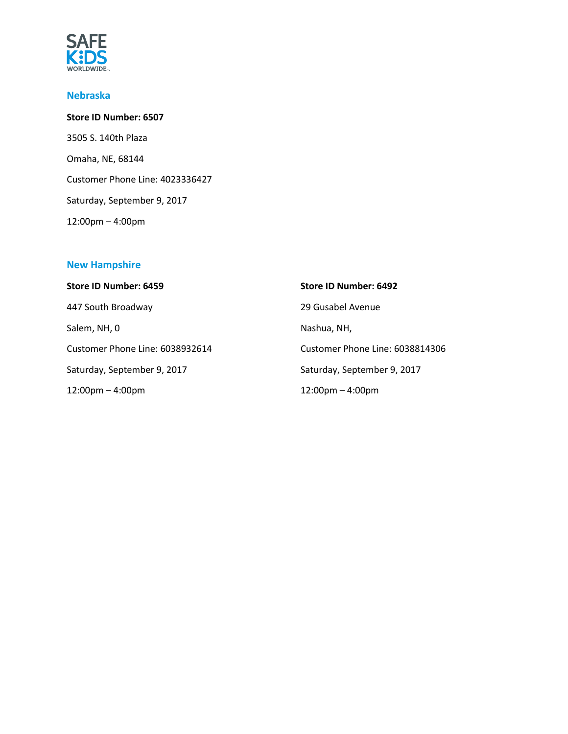## Nebraska

**Store ID Number: 6507**

3505 S. 140th Plaza

Omaha, NE, 68144

Customer Phone Line: 4023336427

Saturday, September 9, 2017

12:00pm – 4:00pm

## New Hampshire

**Store ID Number: 6459**

447 South Broadway

Salem, NH, 0

Customer Phone Line: 6038932614

Saturday, September 9, 2017

12:00pm – 4:00pm

**Store ID Number: 6492**

29 Gusabel Avenue

Nashua, NH,

Customer Phone Line: 6038814306

Saturday, September 9, 2017

12:00pm – 4:00pm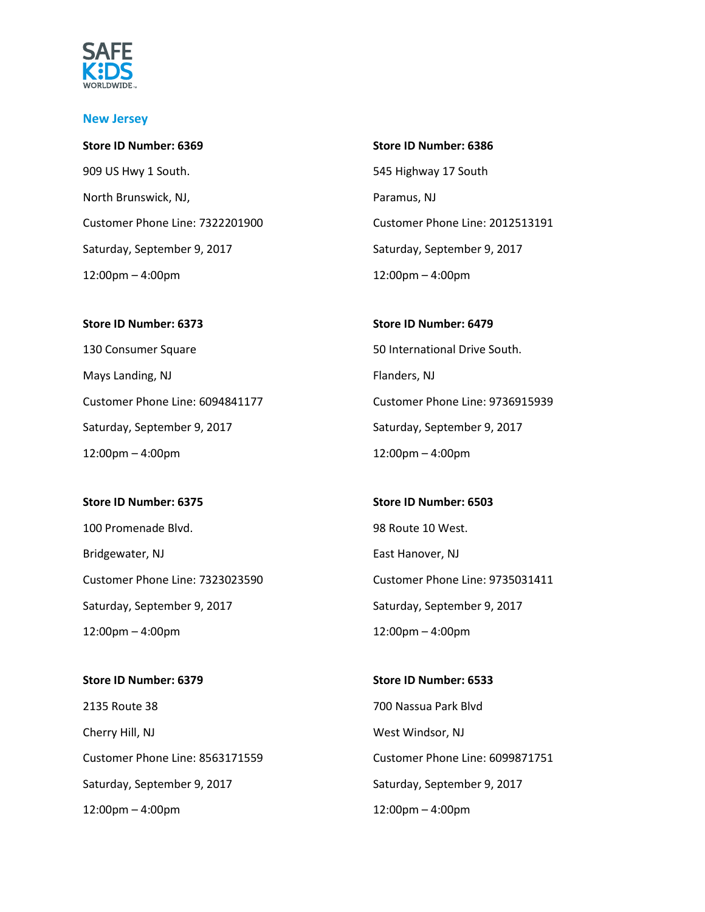## New Jersey

**Store ID Number: 6369**

909 US Hwy 1 South.

North Brunswick, NJ,

Customer Phone Line: 7322201900

Saturday, September 9, 2017

12:00pm – 4:00pm

**Store ID Number: 6373**

130 Consumer Square

Mays Landing, NJ

Customer Phone Line: 6094841177

Saturday, September 9, 2017

12:00pm – 4:00pm

**Store ID Number: 6375**

100 Promenade Blvd.

Bridgewater, NJ

Customer Phone Line: 7323023590

Saturday, September 9, 2017

12:00pm – 4:00pm

**Store ID Number: 6379**

2135 Route 38

Cherry Hill, NJ

Customer Phone Line: 8563171559

Saturday, September 9, 2017

12:00pm – 4:00pm

**Store ID Number: 6386**

545 Highway 17 South

Paramus, NJ

Customer Phone Line: 2012513191

Saturday, September 9, 2017

12:00pm – 4:00pm

**Store ID Number: 6479**

50 International Drive South.

Flanders, NJ

Customer Phone Line: 9736915939

Saturday, September 9, 2017

12:00pm – 4:00pm

**Store ID Number: 6503**

98 Route 10 West.

East Hanover, NJ

Customer Phone Line: 9735031411

Saturday, September 9, 2017

12:00pm – 4:00pm

**Store ID Number: 6533**

700 Nassua Park Blvd

West Windsor, NJ

Customer Phone Line: 6099871751

Saturday, September 9, 2017

12:00pm – 4:00pm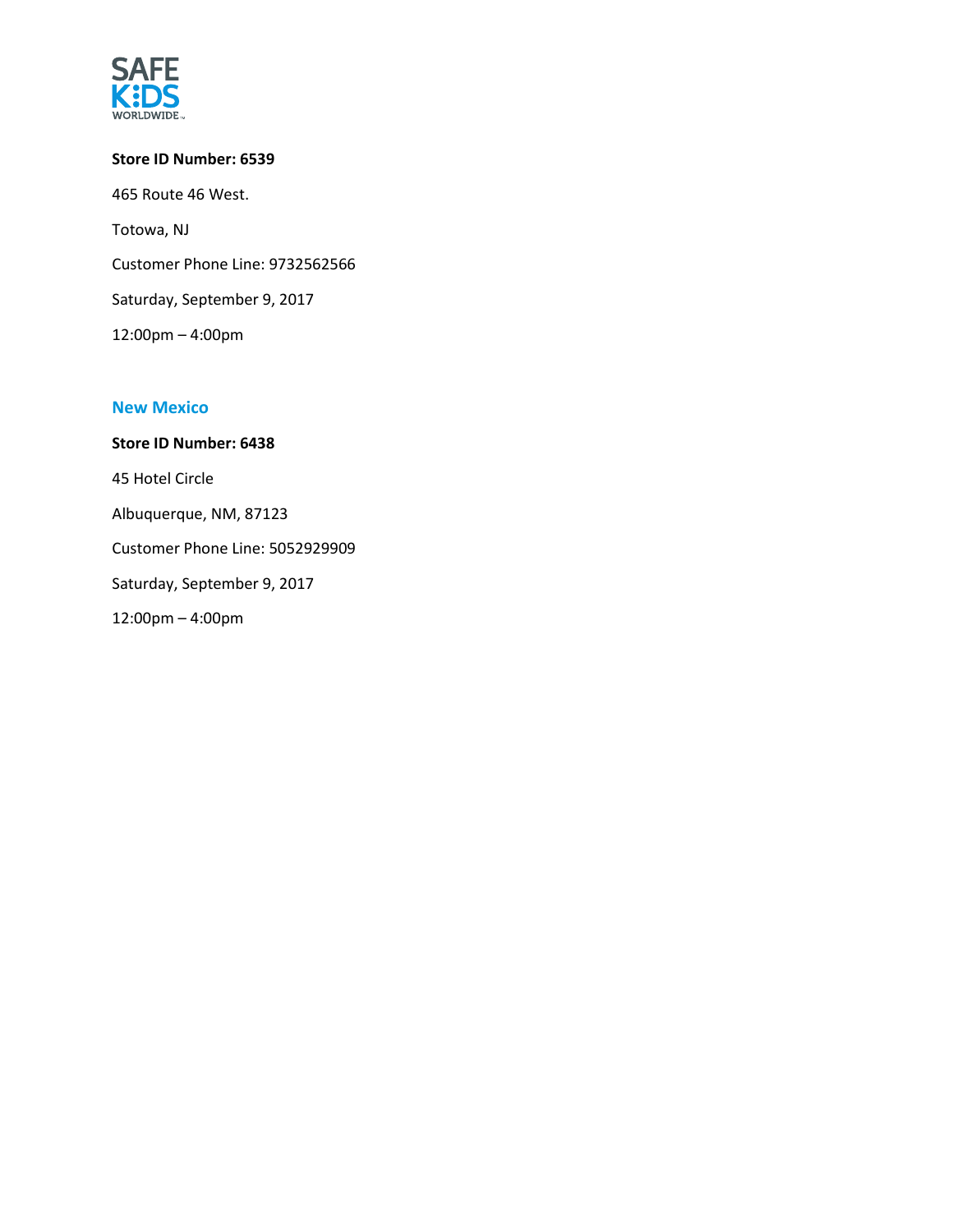**Store ID Number: 6539**

465 Route 46 West.

Totowa, NJ

Customer Phone Line: 9732562566

Saturday, September 9, 2017

12:00pm – 4:00pm

## New Mexico

**Store ID Number: 6438**

45 Hotel Circle

Albuquerque, NM, 87123

Customer Phone Line: 5052929909

Saturday, September 9, 2017

12:00pm – 4:00pm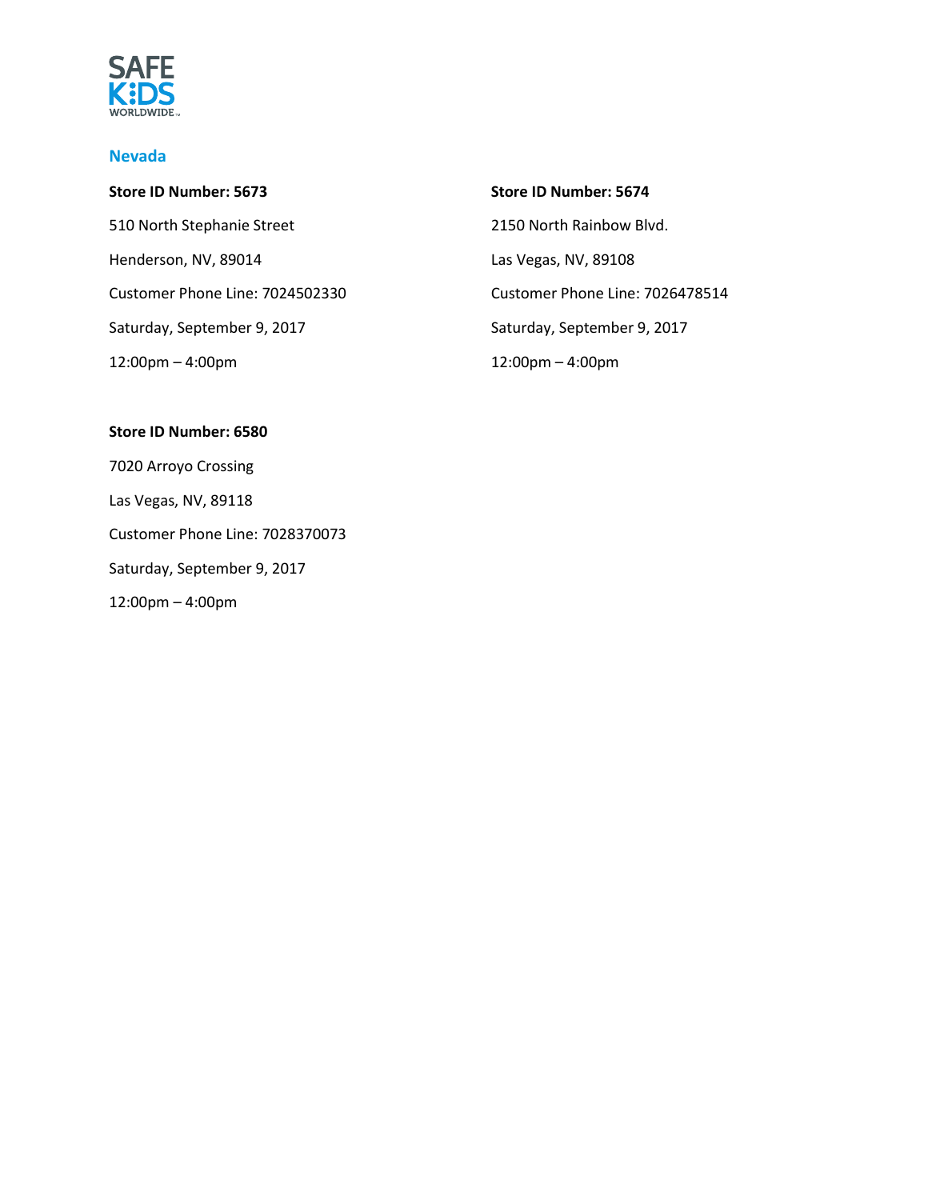## Nevada

**Store ID Number: 5673**

510 North Stephanie Street

Henderson, NV, 89014

Customer Phone Line: 7024502330

Saturday, September 9, 2017

12:00pm – 4:00pm

**Store ID Number: 5674**

2150 North Rainbow Blvd.

Las Vegas, NV, 89108

Customer Phone Line: 7026478514

Saturday, September 9, 2017

12:00pm – 4:00pm

**Store ID Number: 6580**

7020 Arroyo Crossing

Las Vegas, NV, 89118

Customer Phone Line: 7028370073

Saturday, September 9, 2017

12:00pm – 4:00pm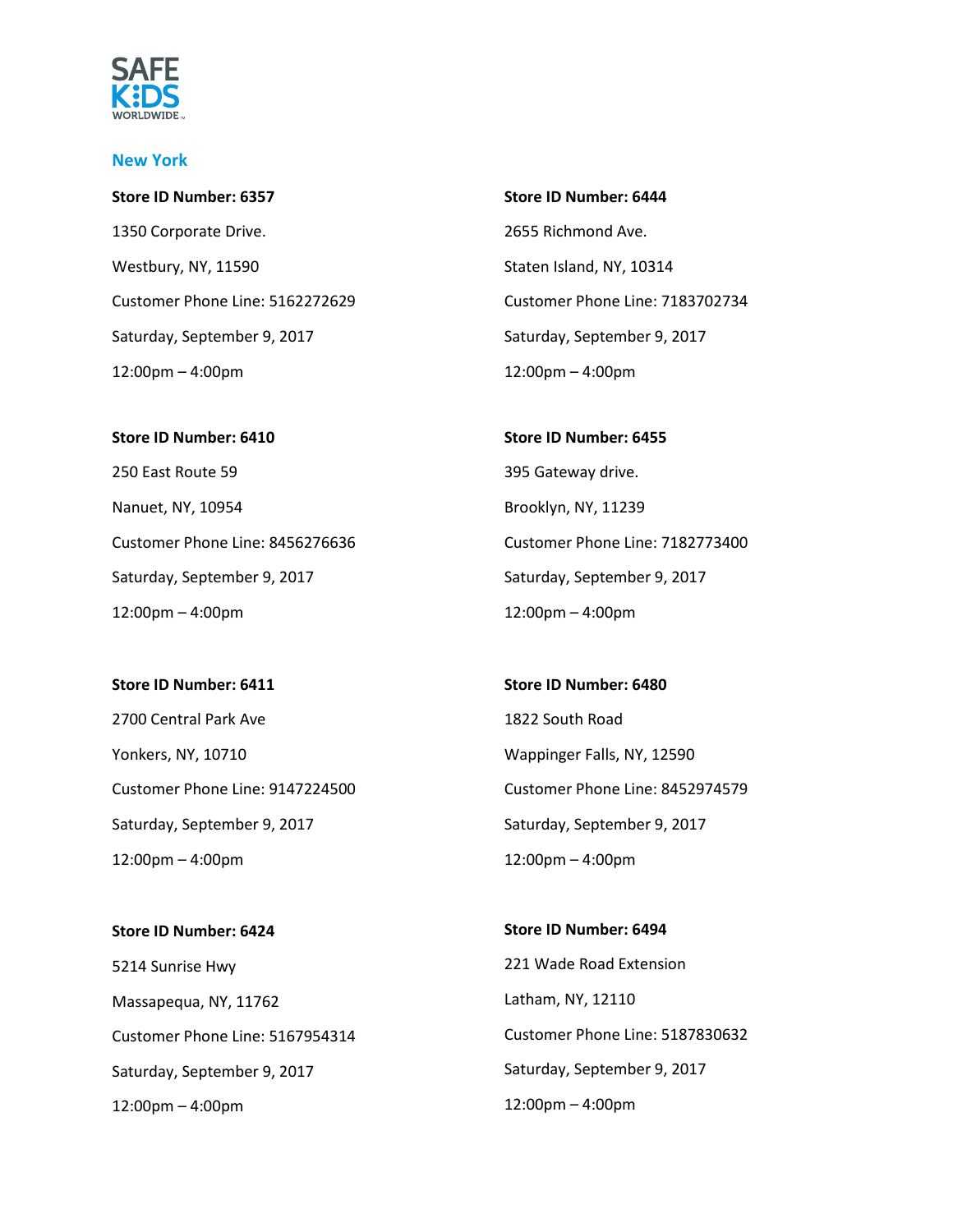## New York

**Store ID Number: 6357**

1350 Corporate Drive.

Westbury, NY, 11590

Customer Phone Line: 5162272629

Saturday, September 9, 2017

12:00pm – 4:00pm

**Store ID Number: 6410**

250 East Route 59

Nanuet, NY, 10954

Customer Phone Line: 8456276636

Saturday, September 9, 2017

12:00pm – 4:00pm

**Store ID Number: 6411**

2700 Central Park Ave

Yonkers, NY, 10710

Customer Phone Line: 9147224500

Saturday, September 9, 2017

12:00pm – 4:00pm

**Store ID Number: 6424**

5214 Sunrise Hwy

Massapequa, NY, 11762

Customer Phone Line: 5167954314

Saturday, September 9, 2017

12:00pm – 4:00pm

**Store ID Number: 6444**

2655 Richmond Ave.

Staten Island, NY, 10314

Customer Phone Line: 7183702734

Saturday, September 9, 2017

12:00pm – 4:00pm

**Store ID Number: 6455**

395 Gateway drive.

Brooklyn, NY, 11239

Customer Phone Line: 7182773400

Saturday, September 9, 2017

12:00pm – 4:00pm

**Store ID Number: 6480**

1822 South Road

Wappinger Falls, NY, 12590

Customer Phone Line: 8452974579

Saturday, September 9, 2017

12:00pm – 4:00pm

**Store ID Number: 6494**

221 Wade Road Extension

Latham, NY, 12110

Customer Phone Line: 5187830632

Saturday, September 9, 2017

12:00pm – 4:00pm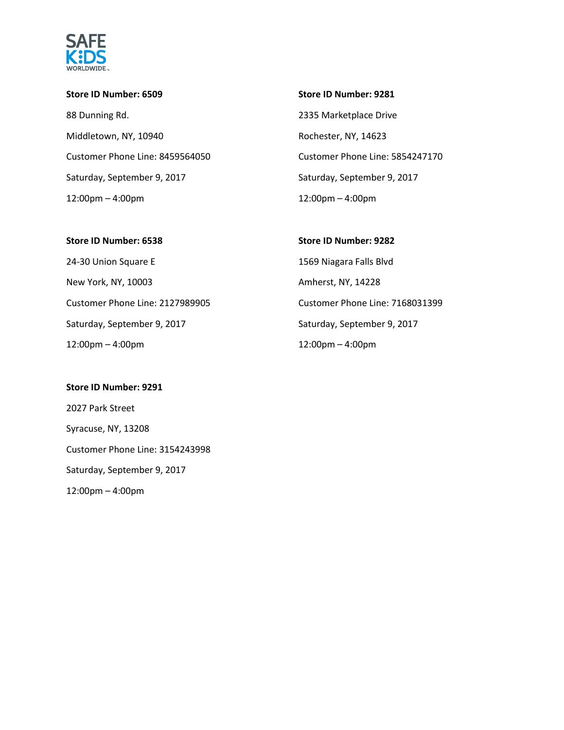**Store ID Number: 6509**

88 Dunning Rd.

Middletown, NY, 10940

Customer Phone Line: 8459564050

Saturday, September 9, 2017

12:00pm – 4:00pm

**Store ID Number: 9281**

2335 Marketplace Drive

Rochester, NY, 14623

Customer Phone Line: 5854247170

Saturday, September 9, 2017

12:00pm – 4:00pm

**Store ID Number: 6538**

24-30 Union Square E

New York, NY, 10003

Customer Phone Line: 2127989905

Saturday, September 9, 2017

12:00pm – 4:00pm

**Store ID Number: 9282**

1569 Niagara Falls Blvd

Amherst, NY, 14228

Customer Phone Line: 7168031399

Saturday, September 9, 2017

12:00pm – 4:00pm

**Store ID Number: 9291**

2027 Park Street

Syracuse, NY, 13208

Customer Phone Line: 3154243998

Saturday, September 9, 2017

12:00pm – 4:00pm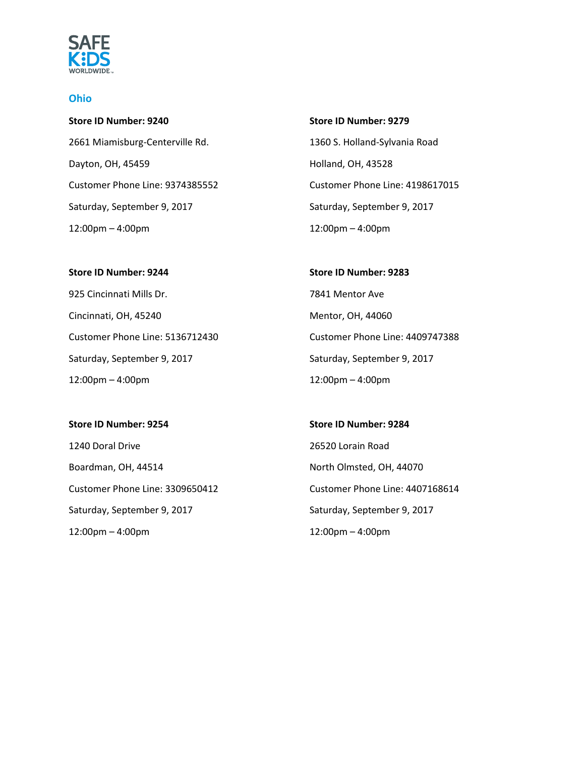## Ohio

**Store ID Number: 9240**

2661 Miamisburg-Centerville Rd.

Dayton, OH, 45459

Customer Phone Line: 9374385552

Saturday, September 9, 2017

12:00pm – 4:00pm

**Store ID Number: 9244**

925 Cincinnati Mills Dr.

Cincinnati, OH, 45240

Customer Phone Line: 5136712430

Saturday, September 9, 2017

12:00pm – 4:00pm

**Store ID Number: 9254**

1240 Doral Drive

Boardman, OH, 44514

Customer Phone Line: 3309650412

Saturday, September 9, 2017

12:00pm – 4:00pm

**Store ID Number: 9279**

1360 S. Holland-Sylvania Road

Holland, OH, 43528

Customer Phone Line: 4198617015

Saturday, September 9, 2017

12:00pm – 4:00pm

**Store ID Number: 9283**

7841 Mentor Ave

Mentor, OH, 44060

Customer Phone Line: 4409747388

Saturday, September 9, 2017

12:00pm – 4:00pm

**Store ID Number: 9284**

26520 Lorain Road

North Olmsted, OH, 44070

Customer Phone Line: 4407168614

Saturday, September 9, 2017

12:00pm – 4:00pm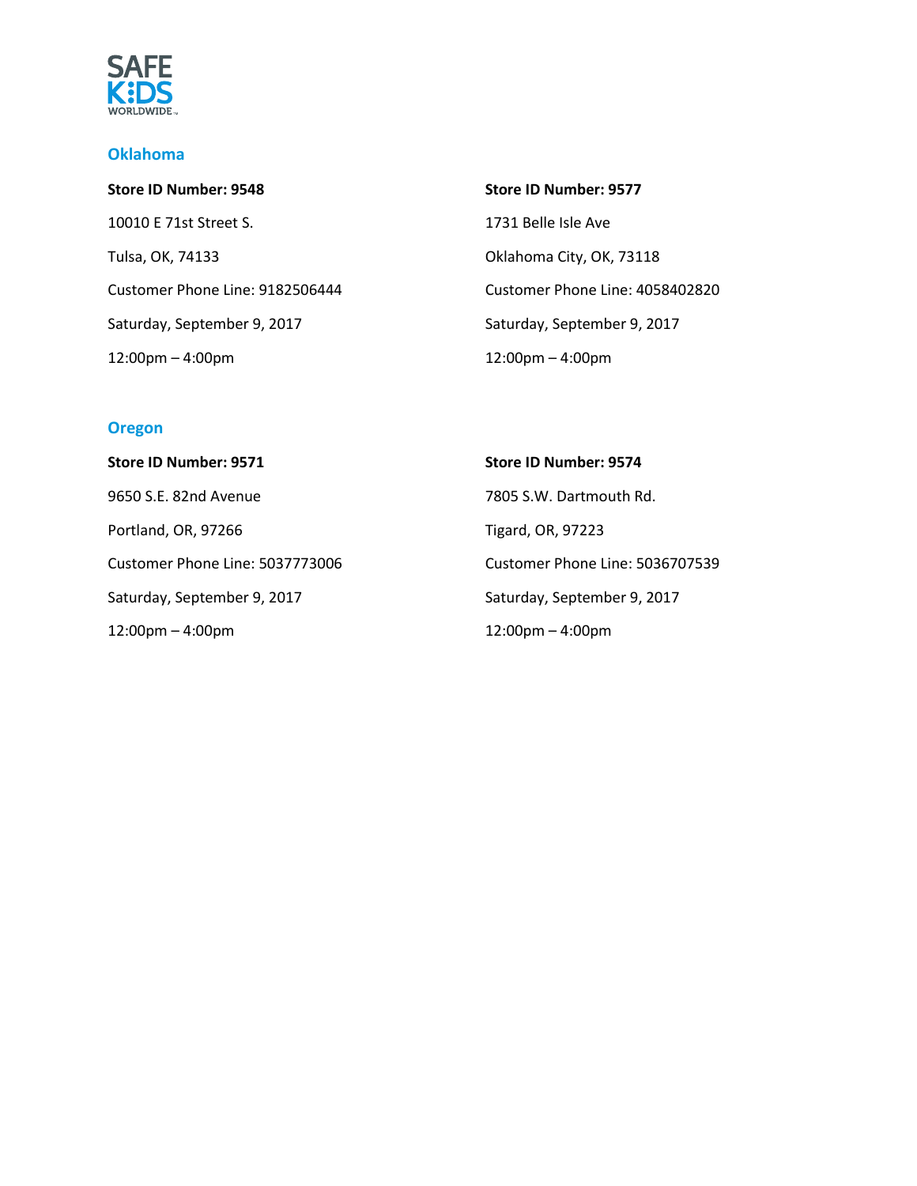## Oklahoma

**Store ID Number: 9548**

10010 E 71st Street S.

Tulsa, OK, 74133

Customer Phone Line: 9182506444

Saturday, September 9, 2017

12:00pm – 4:00pm

**Store ID Number: 9577**

1731 Belle Isle Ave

Oklahoma City, OK, 73118

Customer Phone Line: 4058402820

Saturday, September 9, 2017

12:00pm – 4:00pm

## Oregon

**Store ID Number: 9571**

9650 S.E. 82nd Avenue

Portland, OR, 97266

Customer Phone Line: 5037773006

Saturday, September 9, 2017

12:00pm – 4:00pm

**Store ID Number: 9574**

7805 S.W. Dartmouth Rd.

Tigard, OR, 97223

Customer Phone Line: 5036707539

Saturday, September 9, 2017

12:00pm – 4:00pm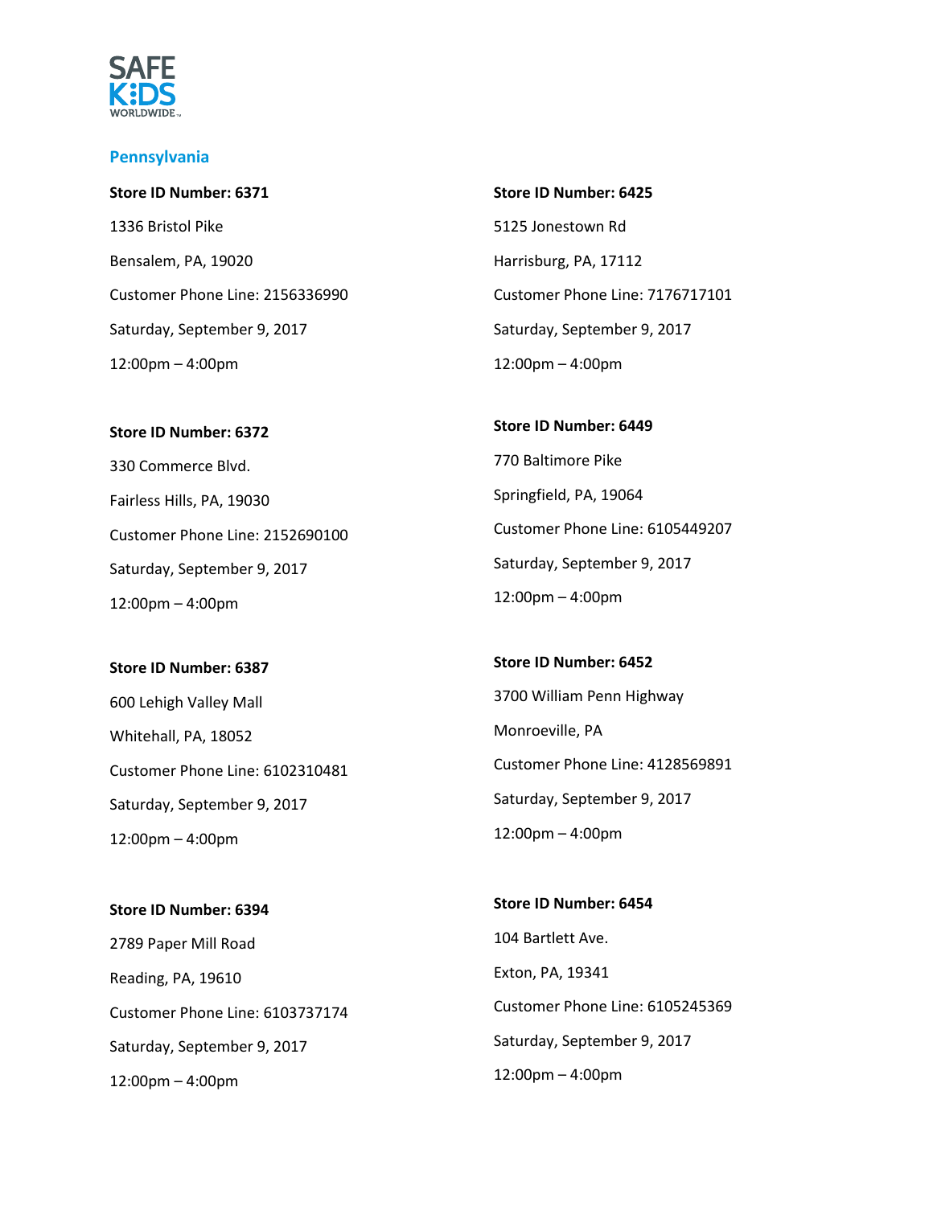## Pennsylvania

**Store ID Number: 6371**

1336 Bristol Pike

Bensalem, PA, 19020

Customer Phone Line: 2156336990

Saturday, September 9, 2017

12:00pm – 4:00pm

**Store ID Number: 6372**

330 Commerce Blvd.

Fairless Hills, PA, 19030

Customer Phone Line: 2152690100

Saturday, September 9, 2017

12:00pm – 4:00pm

**Store ID Number: 6387**

600 Lehigh Valley Mall

Whitehall, PA, 18052

Customer Phone Line: 6102310481

Saturday, September 9, 2017

12:00pm – 4:00pm

**Store ID Number: 6394**

2789 Paper Mill Road

Reading, PA, 19610

Customer Phone Line: 6103737174

Saturday, September 9, 2017

12:00pm – 4:00pm

**Store ID Number: 6425**

5125 Jonestown Rd

Harrisburg, PA, 17112

Customer Phone Line: 7176717101

Saturday, September 9, 2017

12:00pm – 4:00pm

**Store ID Number: 6449**

770 Baltimore Pike

Springfield, PA, 19064

Customer Phone Line: 6105449207

Saturday, September 9, 2017

12:00pm – 4:00pm

**Store ID Number: 6452**

3700 William Penn Highway

Monroeville, PA

Customer Phone Line: 4128569891

Saturday, September 9, 2017

12:00pm – 4:00pm

**Store ID Number: 6454**

104 Bartlett Ave.

Exton, PA, 19341

Customer Phone Line: 6105245369

Saturday, September 9, 2017

12:00pm – 4:00pm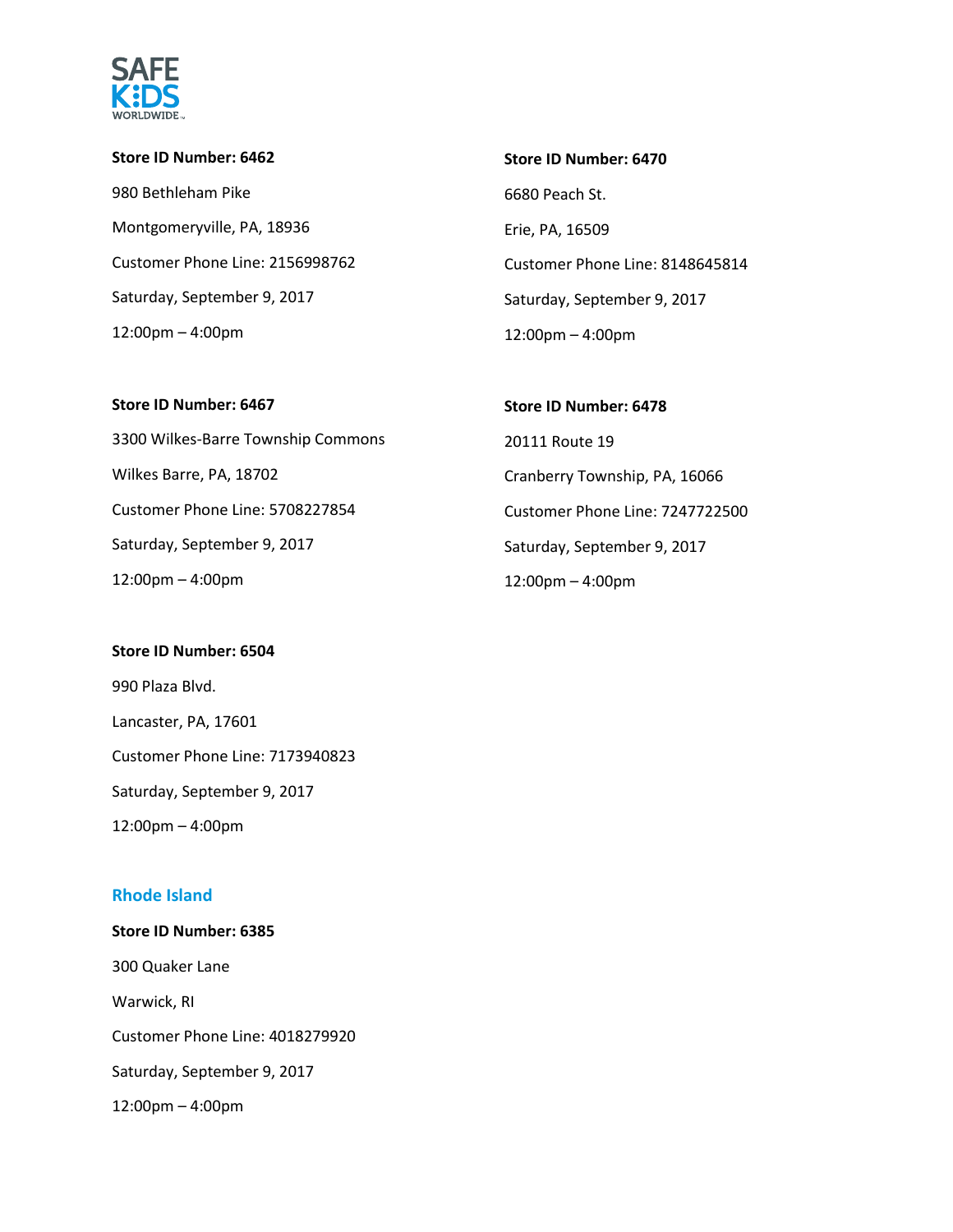**Store ID Number: 6462**

980 Bethleham Pike

Montgomeryville, PA, 18936

Customer Phone Line: 2156998762

Saturday, September 9, 2017

12:00pm – 4:00pm

**Store ID Number: 6470**

6680 Peach St.

Erie, PA, 16509

Customer Phone Line: 8148645814

Saturday, September 9, 2017

12:00pm – 4:00pm

**Store ID Number: 6467**

3300 Wilkes-Barre Township Commons

Wilkes Barre, PA, 18702

Customer Phone Line: 5708227854

Saturday, September 9, 2017

12:00pm – 4:00pm

**Store ID Number: 6478**

20111 Route 19

Cranberry Township, PA, 16066

Customer Phone Line: 7247722500

Saturday, September 9, 2017

12:00pm – 4:00pm

**Store ID Number: 6504**

990 Plaza Blvd.

Lancaster, PA, 17601

Customer Phone Line: 7173940823

Saturday, September 9, 2017

12:00pm – 4:00pm

## Rhode Island

**Store ID Number: 6385**

300 Quaker Lane

Warwick, RI

Customer Phone Line: 4018279920

Saturday, September 9, 2017

12:00pm – 4:00pm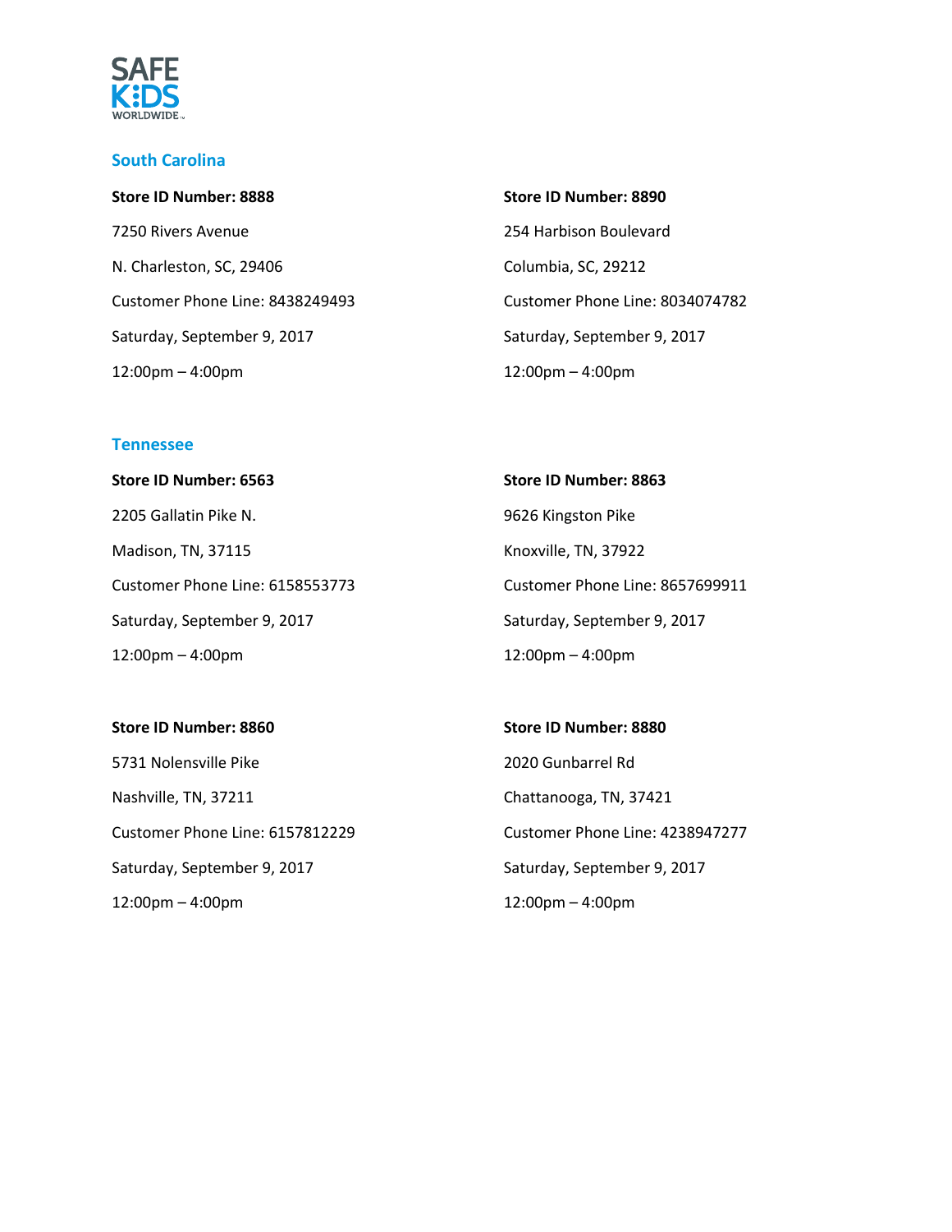## South Carolina

**Store ID Number: 8888**

7250 Rivers Avenue

N. Charleston, SC, 29406

Customer Phone Line: 8438249493

Saturday, September 9, 2017

12:00pm – 4:00pm

**Store ID Number: 8890**

254 Harbison Boulevard

Columbia, SC, 29212

Customer Phone Line: 8034074782

Saturday, September 9, 2017

12:00pm – 4:00pm

## Tennessee

**Store ID Number: 6563**

2205 Gallatin Pike N.

Madison, TN, 37115

Customer Phone Line: 6158553773

Saturday, September 9, 2017

12:00pm – 4:00pm

**Store ID Number: 8863**

9626 Kingston Pike

Knoxville, TN, 37922

Customer Phone Line: 8657699911

Saturday, September 9, 2017

12:00pm – 4:00pm

**Store ID Number: 8860**

5731 Nolensville Pike

Nashville, TN, 37211

Customer Phone Line: 6157812229

Saturday, September 9, 2017

12:00pm – 4:00pm

**Store ID Number: 8880**

2020 Gunbarrel Rd

Chattanooga, TN, 37421

Customer Phone Line: 4238947277

Saturday, September 9, 2017

12:00pm – 4:00pm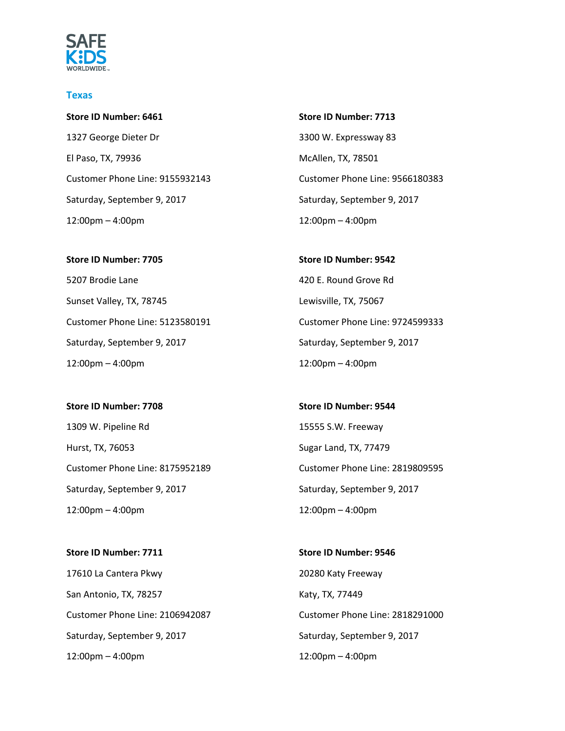## Texas

**Store ID Number: 6461**

1327 George Dieter Dr

El Paso, TX, 79936

Customer Phone Line: 9155932143

Saturday, September 9, 2017

12:00pm – 4:00pm

**Store ID Number: 7705**

5207 Brodie Lane

Sunset Valley, TX, 78745

Customer Phone Line: 5123580191

Saturday, September 9, 2017

12:00pm – 4:00pm

**Store ID Number: 7708**

1309 W. Pipeline Rd

Hurst, TX, 76053

Customer Phone Line: 8175952189

Saturday, September 9, 2017

12:00pm – 4:00pm

**Store ID Number: 7711**

17610 La Cantera Pkwy

San Antonio, TX, 78257

Customer Phone Line: 2106942087

Saturday, September 9, 2017

12:00pm – 4:00pm

**Store ID Number: 7713**

3300 W. Expressway 83

McAllen, TX, 78501

Customer Phone Line: 9566180383

Saturday, September 9, 2017

12:00pm – 4:00pm

**Store ID Number: 9542**

420 E. Round Grove Rd

Lewisville, TX, 75067

Customer Phone Line: 9724599333

Saturday, September 9, 2017

12:00pm – 4:00pm

**Store ID Number: 9544**

15555 S.W. Freeway

Sugar Land, TX, 77479

Customer Phone Line: 2819809595

Saturday, September 9, 2017

12:00pm – 4:00pm

**Store ID Number: 9546**

20280 Katy Freeway

Katy, TX, 77449

Customer Phone Line: 2818291000

Saturday, September 9, 2017

12:00pm – 4:00pm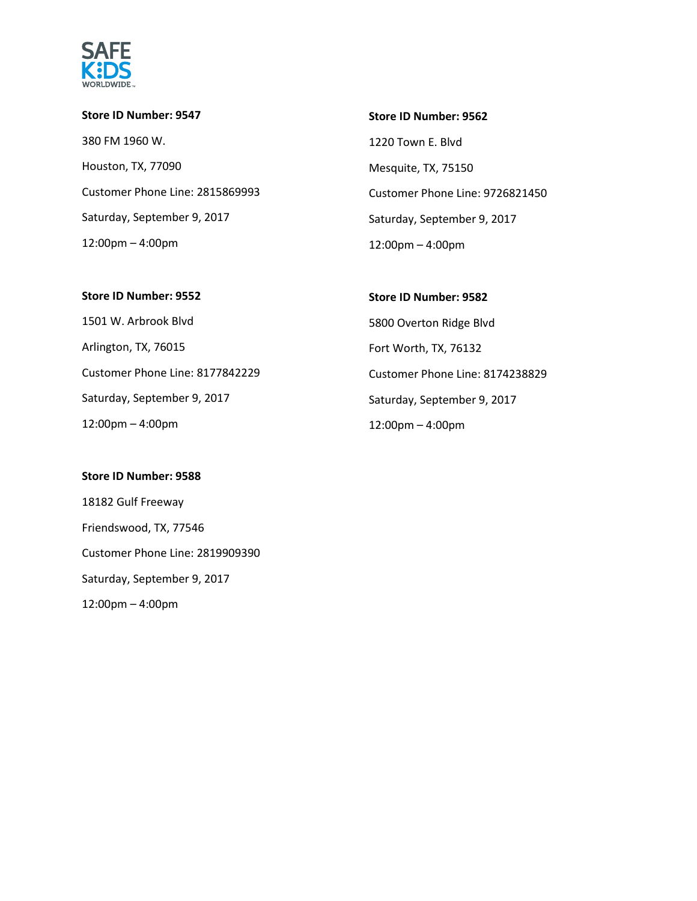SAFE KIDS WORLDWIDE

**Store ID Number: 9547**

380 FM 1960 W.

Houston, TX, 77090

Customer Phone Line: 2815869993

Saturday, September 9, 2017

12:00pm – 4:00pm

**Store ID Number: 9552**

1501 W. Arbrook Blvd

Arlington, TX, 76015

Customer Phone Line: 8177842229

Saturday, September 9, 2017

12:00pm – 4:00pm

**Store ID Number: 9588**

18182 Gulf Freeway

Friendswood, TX, 77546

Customer Phone Line: 2819909390

Saturday, September 9, 2017

12:00pm – 4:00pm

**Store ID Number: 9562**

1220 Town E. Blvd

Mesquite, TX, 75150

Customer Phone Line: 9726821450

Saturday, September 9, 2017

12:00pm – 4:00pm

**Store ID Number: 9582**

5800 Overton Ridge Blvd

Fort Worth, TX, 76132

Customer Phone Line: 8174238829

Saturday, September 9, 2017

12:00pm – 4:00pm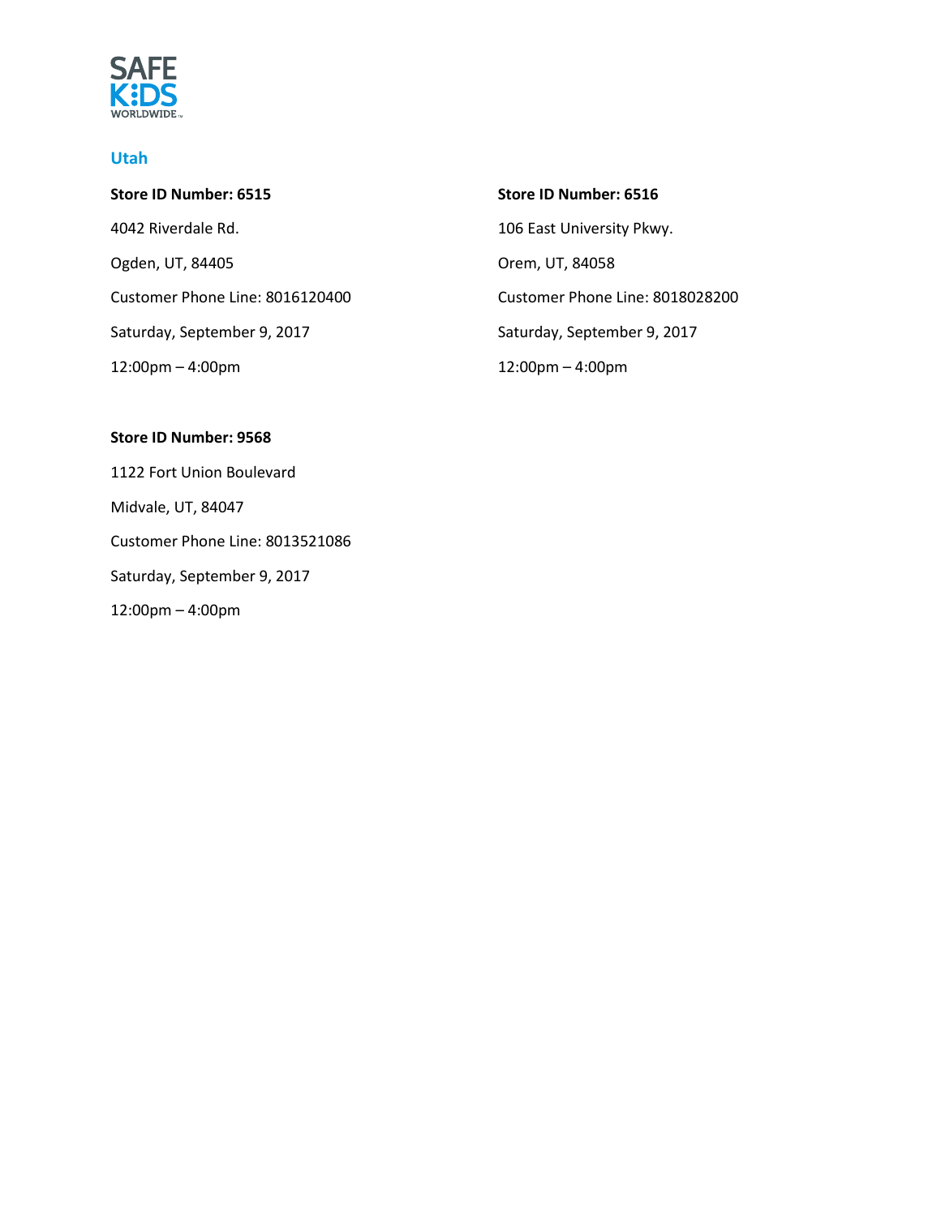## Utah

**Store ID Number: 6515**

4042 Riverdale Rd.

Ogden, UT, 84405

Customer Phone Line: 8016120400

Saturday, September 9, 2017

12:00pm – 4:00pm

**Store ID Number: 6516**

106 East University Pkwy.

Orem, UT, 84058

Customer Phone Line: 8018028200

Saturday, September 9, 2017

12:00pm – 4:00pm

**Store ID Number: 9568**

1122 Fort Union Boulevard

Midvale, UT, 84047

Customer Phone Line: 8013521086

Saturday, September 9, 2017

12:00pm – 4:00pm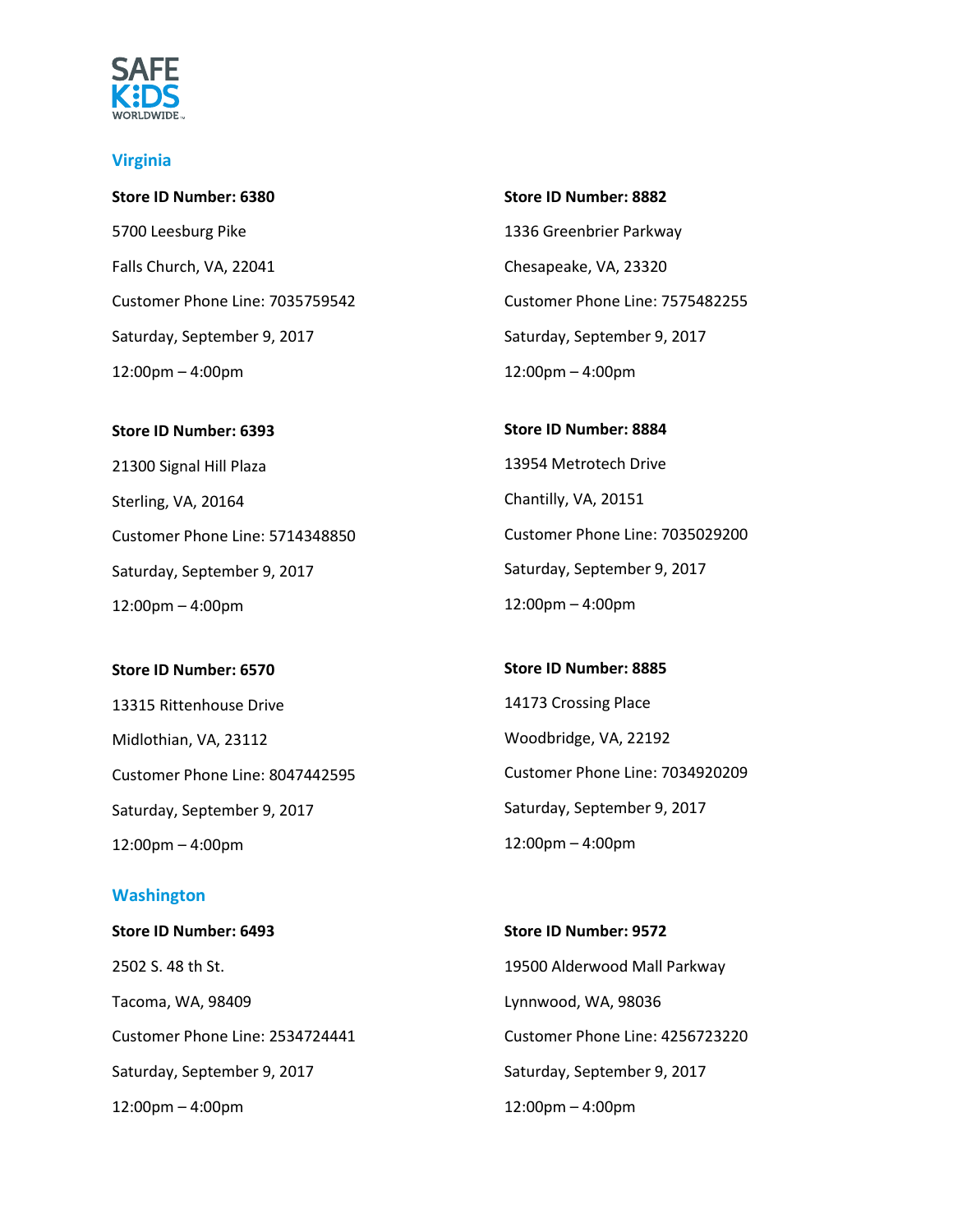## Virginia

**Store ID Number: 6380**

5700 Leesburg Pike

Falls Church, VA, 22041

Customer Phone Line: 7035759542

Saturday, September 9, 2017

12:00pm – 4:00pm

**Store ID Number: 6393**

21300 Signal Hill Plaza

Sterling, VA, 20164

Customer Phone Line: 5714348850

Saturday, September 9, 2017

12:00pm – 4:00pm

**Store ID Number: 6570**

13315 Rittenhouse Drive

Midlothian, VA, 23112

Customer Phone Line: 8047442595

Saturday, September 9, 2017

12:00pm – 4:00pm

**Store ID Number: 8882**

1336 Greenbrier Parkway

Chesapeake, VA, 23320

Customer Phone Line: 7575482255

Saturday, September 9, 2017

12:00pm – 4:00pm

**Store ID Number: 8884**

13954 Metrotech Drive

Chantilly, VA, 20151

Customer Phone Line: 7035029200

Saturday, September 9, 2017

12:00pm – 4:00pm

**Store ID Number: 8885**

14173 Crossing Place

Woodbridge, VA, 22192

Customer Phone Line: 7034920209

Saturday, September 9, 2017

12:00pm – 4:00pm

## Washington

**Store ID Number: 6493**

2502 S. 48 th St.

Tacoma, WA, 98409

Customer Phone Line: 2534724441

Saturday, September 9, 2017

12:00pm – 4:00pm

**Store ID Number: 9572**

19500 Alderwood Mall Parkway

Lynnwood, WA, 98036

Customer Phone Line: 4256723220

Saturday, September 9, 2017

12:00pm – 4:00pm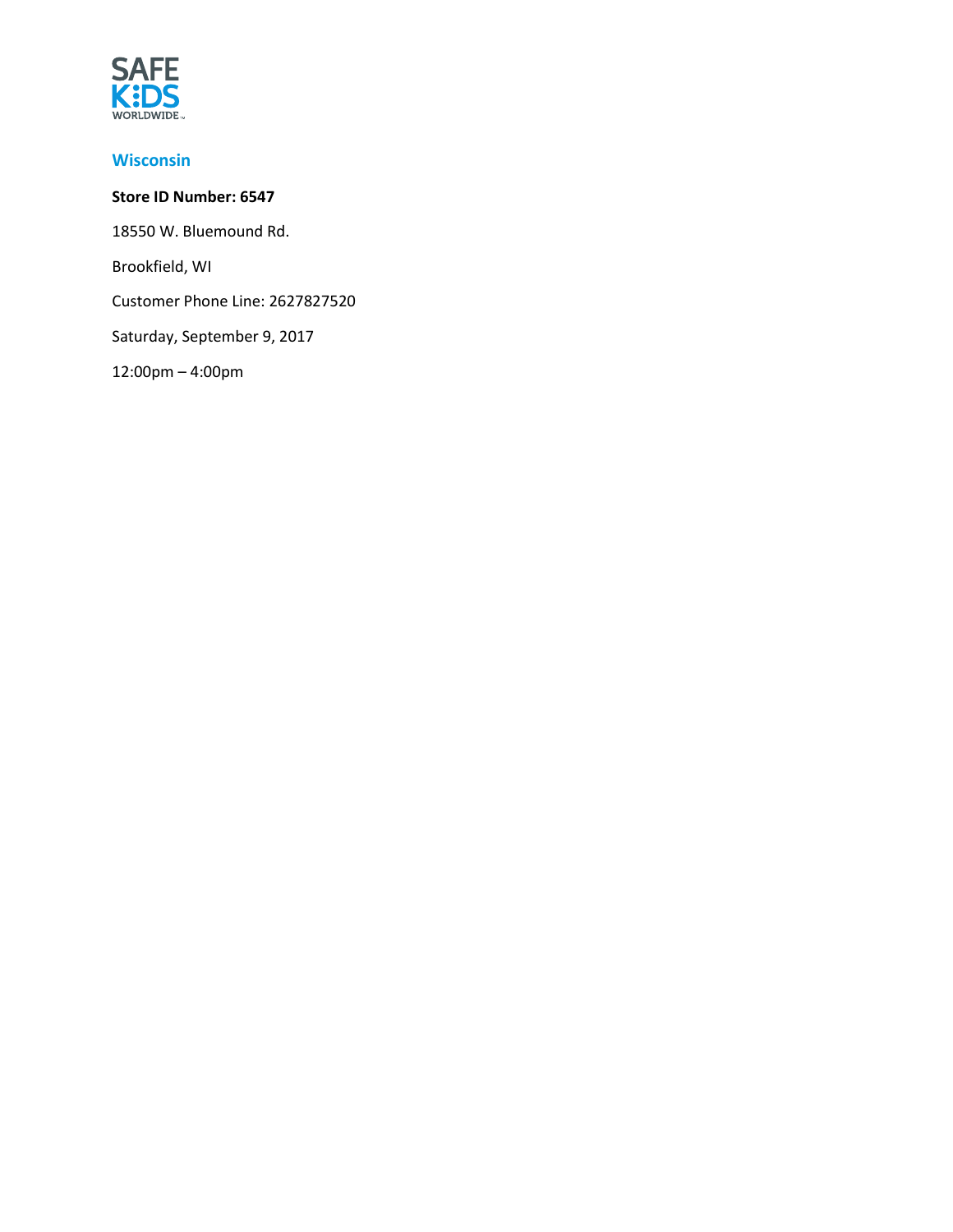## Wisconsin

**Store ID Number: 6547**

18550 W. Bluemound Rd.

Brookfield, WI

Customer Phone Line: 2627827520

Saturday, September 9, 2017

12:00pm – 4:00pm